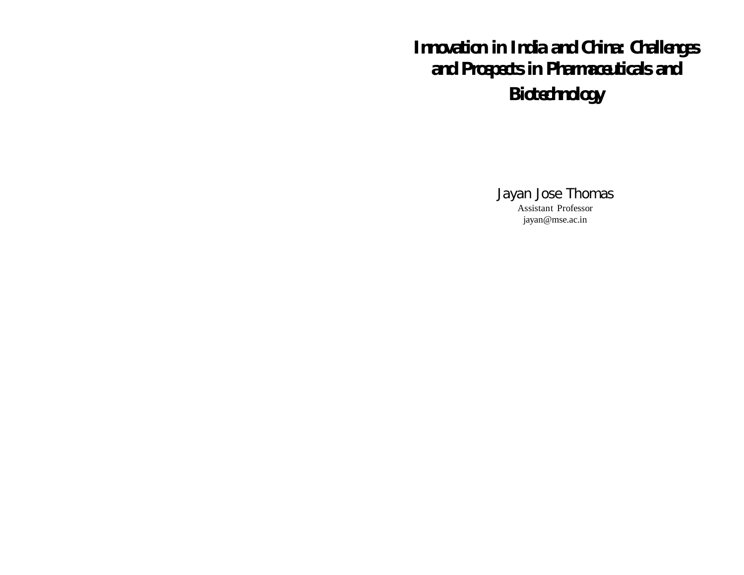# Innovation in India and China: Challenges and Prospects in Pharmaceuticals and Biotechnology

Jayan Jose Thomas

Assistant Professor

jayan@mse.ac.in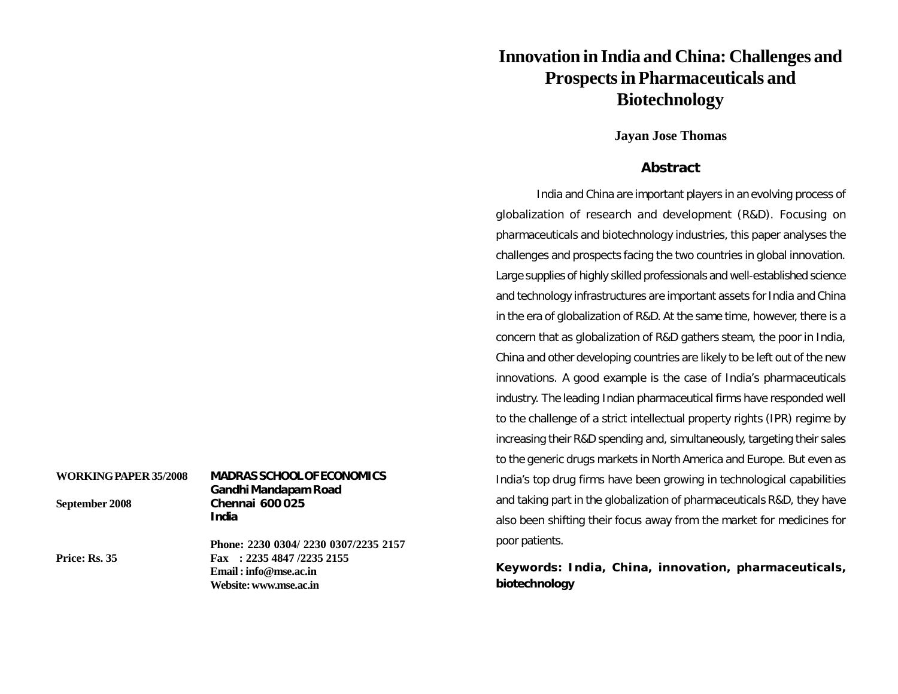WORKING PAPER 35/2008

September 2008

Price: Rs. 35

**MADRAS SCHOOL OF ECONOMICS**
**Gandhi Mandapam Road**
**Chennai 600 025**
**India**

**Phone: 2230 0304/ 2230 0307/2235 2157**
**Fax : 2235 4847 /2235 2155**
**Email : info@mse.ac.in**
**Website: www.mse.ac.in**

# Innovation in India and China: Challenges and Prospects in Pharmaceuticals and Biotechnology

**Jayan Jose Thomas**

## Abstract

India and China are important players in an evolving process of globalization of research and development (R&D). Focusing on pharmaceuticals and biotechnology industries, this paper analyses the challenges and prospects facing the two countries in global innovation. Large supplies of highly skilled professionals and well-established science and technology infrastructures are important assets for India and China in the era of globalization of R&D. At the same time, however, there is a concern that as globalization of R&D gathers steam, the poor in India, China and other developing countries are likely to be left out of the new innovations. A good example is the case of India's pharmaceuticals industry. The leading Indian pharmaceutical firms have responded well to the challenge of a strict intellectual property rights (IPR) regime by increasing their R&D spending and, simultaneously, targeting their sales to the generic drugs markets in North America and Europe. But even as India's top drug firms have been growing in technological capabilities and taking part in the globalization of pharmaceuticals R&D, they have also been shifting their focus away from the market for medicines for poor patients.

**Keywords: India, China, innovation, pharmaceuticals, biotechnology**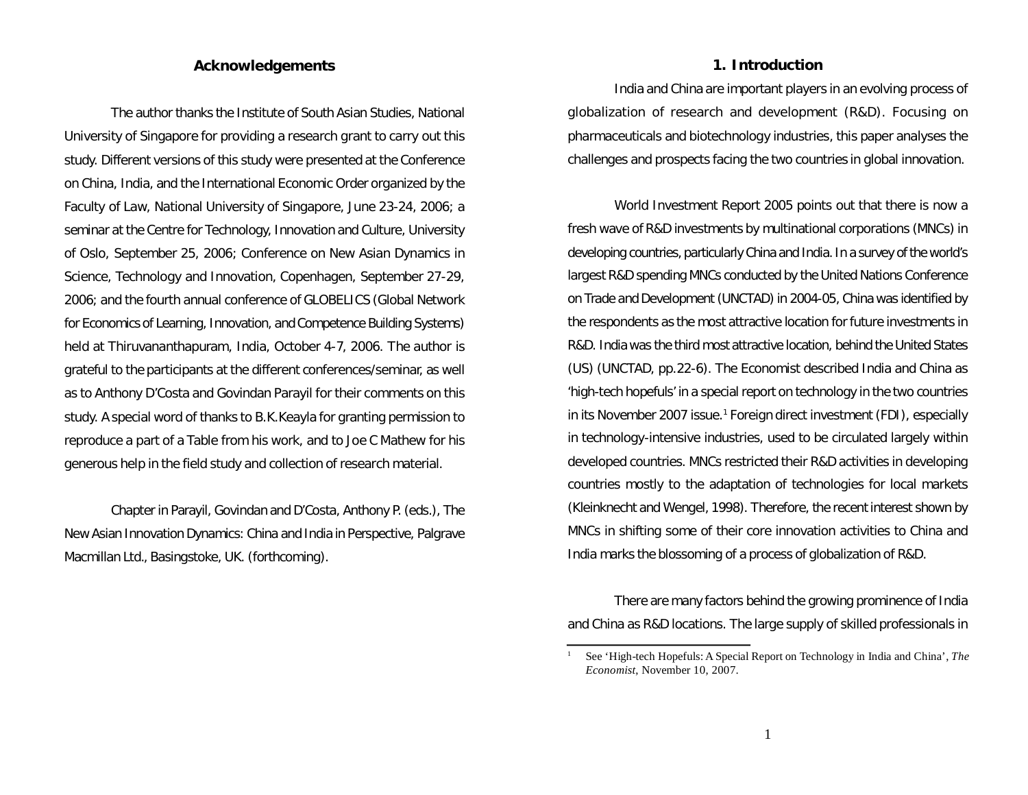## Acknowledgements

The author thanks the Institute of South Asian Studies, National University of Singapore for providing a research grant to carry out this study. Different versions of this study were presented at the Conference on China, India, and the International Economic Order organized by the Faculty of Law, National University of Singapore, June 23-24, 2006; a seminar at the Centre for Technology, Innovation and Culture, University of Oslo, September 25, 2006; Conference on New Asian Dynamics in Science, Technology and Innovation, Copenhagen, September 27-29, 2006; and the fourth annual conference of GLOBELICS (Global Network for Economics of Learning, Innovation, and Competence Building Systems) held at Thiruvananthapuram, India, October 4-7, 2006. The author is grateful to the participants at the different conferences/seminar, as well as to Anthony D'Costa and Govindan Parayil for their comments on this study. A special word of thanks to B.K.Keayla for granting permission to reproduce a part of a Table from his work, and to Joe C Mathew for his generous help in the field study and collection of research material.

Chapter in Parayil, Govindan and D'Costa, Anthony P. (eds.), The New Asian Innovation Dynamics: China and India in Perspective, Palgrave Macmillan Ltd., Basingstoke, UK. (forthcoming).

## 1. Introduction

India and China are important players in an evolving process of globalization of research and development (R&D). Focusing on pharmaceuticals and biotechnology industries, this paper analyses the challenges and prospects facing the two countries in global innovation.

World Investment Report 2005 points out that there is now a fresh wave of R&D investments by multinational corporations (MNCs) in developing countries, particularly China and India. In a survey of the world's largest R&D spending MNCs conducted by the United Nations Conference on Trade and Development (UNCTAD) in 2004-05, China was identified by the respondents as the most attractive location for future investments in R&D. India was the third most attractive location, behind the United States (US) (UNCTAD, pp.22-6). The Economist described India and China as 'high-tech hopefuls' in a special report on technology in the two countries in its November 2007 issue.[1] Foreign direct investment (FDI), especially in technology-intensive industries, used to be circulated largely within developed countries. MNCs restricted their R&D activities in developing countries mostly to the adaptation of technologies for local markets (Kleinknecht and Wengel, 1998). Therefore, the recent interest shown by MNCs in shifting some of their core innovation activities to China and India marks the blossoming of a process of globalization of R&D.

There are many factors behind the growing prominence of India and China as R&D locations. The large supply of skilled professionals in

---

[1] See 'High-tech Hopefuls: A Special Report on Technology in India and China', *The Economist*, November 10, 2007.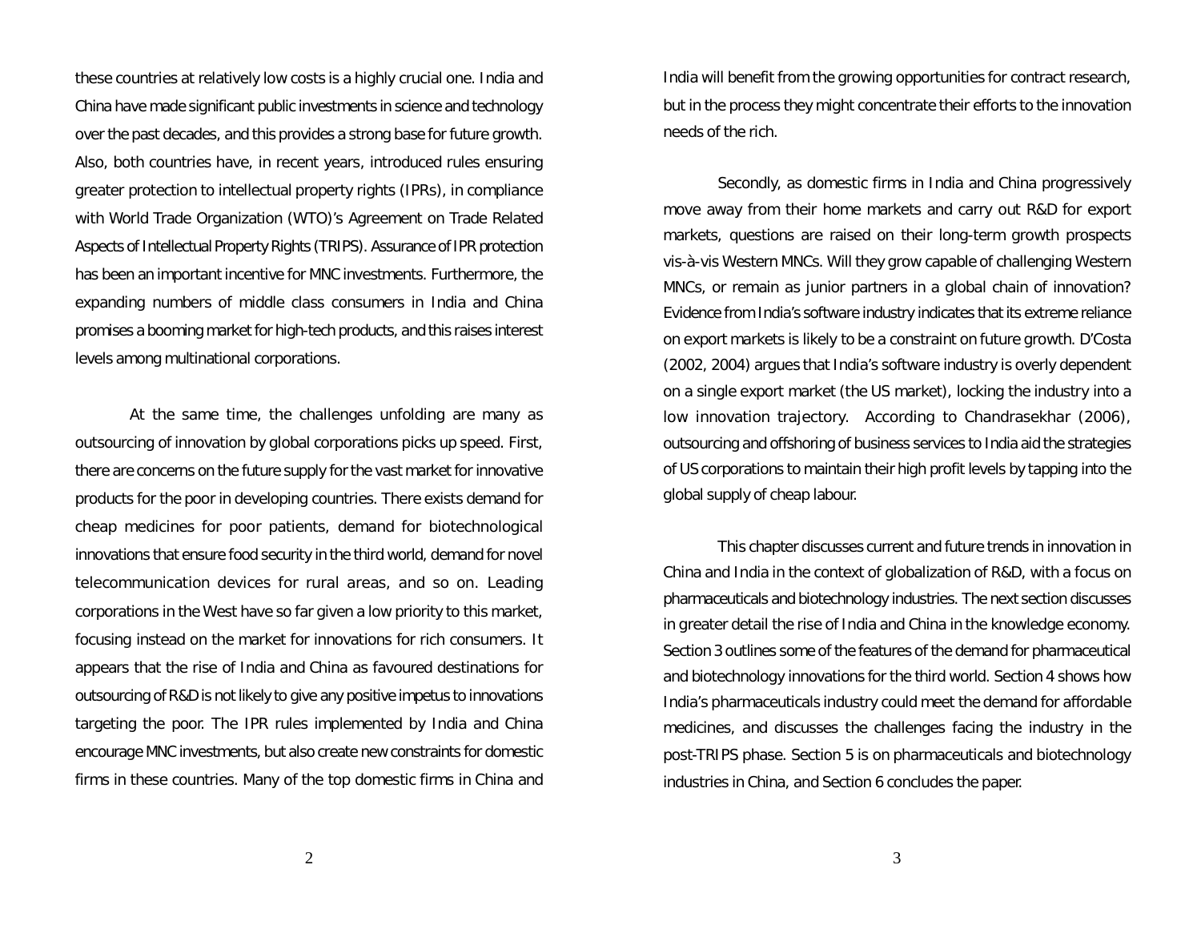these countries at relatively low costs is a highly crucial one. India and China have made significant public investments in science and technology over the past decades, and this provides a strong base for future growth. Also, both countries have, in recent years, introduced rules ensuring greater protection to intellectual property rights (IPRs), in compliance with World Trade Organization (WTO)'s Agreement on Trade Related Aspects of Intellectual Property Rights (TRIPS). Assurance of IPR protection has been an important incentive for MNC investments. Furthermore, the expanding numbers of middle class consumers in India and China promises a booming market for high-tech products, and this raises interest levels among multinational corporations.

At the same time, the challenges unfolding are many as outsourcing of innovation by global corporations picks up speed. First, there are concerns on the future supply for the vast market for innovative products for the poor in developing countries. There exists demand for cheap medicines for poor patients, demand for biotechnological innovations that ensure food security in the third world, demand for novel telecommunication devices for rural areas, and so on. Leading corporations in the West have so far given a low priority to this market, focusing instead on the market for innovations for rich consumers. It appears that the rise of India and China as favoured destinations for outsourcing of R&D is not likely to give any positive impetus to innovations targeting the poor. The IPR rules implemented by India and China encourage MNC investments, but also create new constraints for domestic firms in these countries. Many of the top domestic firms in China and India will benefit from the growing opportunities for contract research, but in the process they might concentrate their efforts to the innovation needs of the rich.

Secondly, as domestic firms in India and China progressively move away from their home markets and carry out R&D for export markets, questions are raised on their long-term growth prospects vis-à-vis Western MNCs. Will they grow capable of challenging Western MNCs, or remain as junior partners in a global chain of innovation? Evidence from India's software industry indicates that its extreme reliance on export markets is likely to be a constraint on future growth. D'Costa (2002, 2004) argues that India's software industry is overly dependent on a single export market (the US market), locking the industry into a low innovation trajectory. According to Chandrasekhar (2006), outsourcing and offshoring of business services to India aid the strategies of US corporations to maintain their high profit levels by tapping into the global supply of cheap labour.

This chapter discusses current and future trends in innovation in China and India in the context of globalization of R&D, with a focus on pharmaceuticals and biotechnology industries. The next section discusses in greater detail the rise of India and China in the knowledge economy. Section 3 outlines some of the features of the demand for pharmaceutical and biotechnology innovations for the third world. Section 4 shows how India's pharmaceuticals industry could meet the demand for affordable medicines, and discusses the challenges facing the industry in the post-TRIPS phase. Section 5 is on pharmaceuticals and biotechnology industries in China, and Section 6 concludes the paper.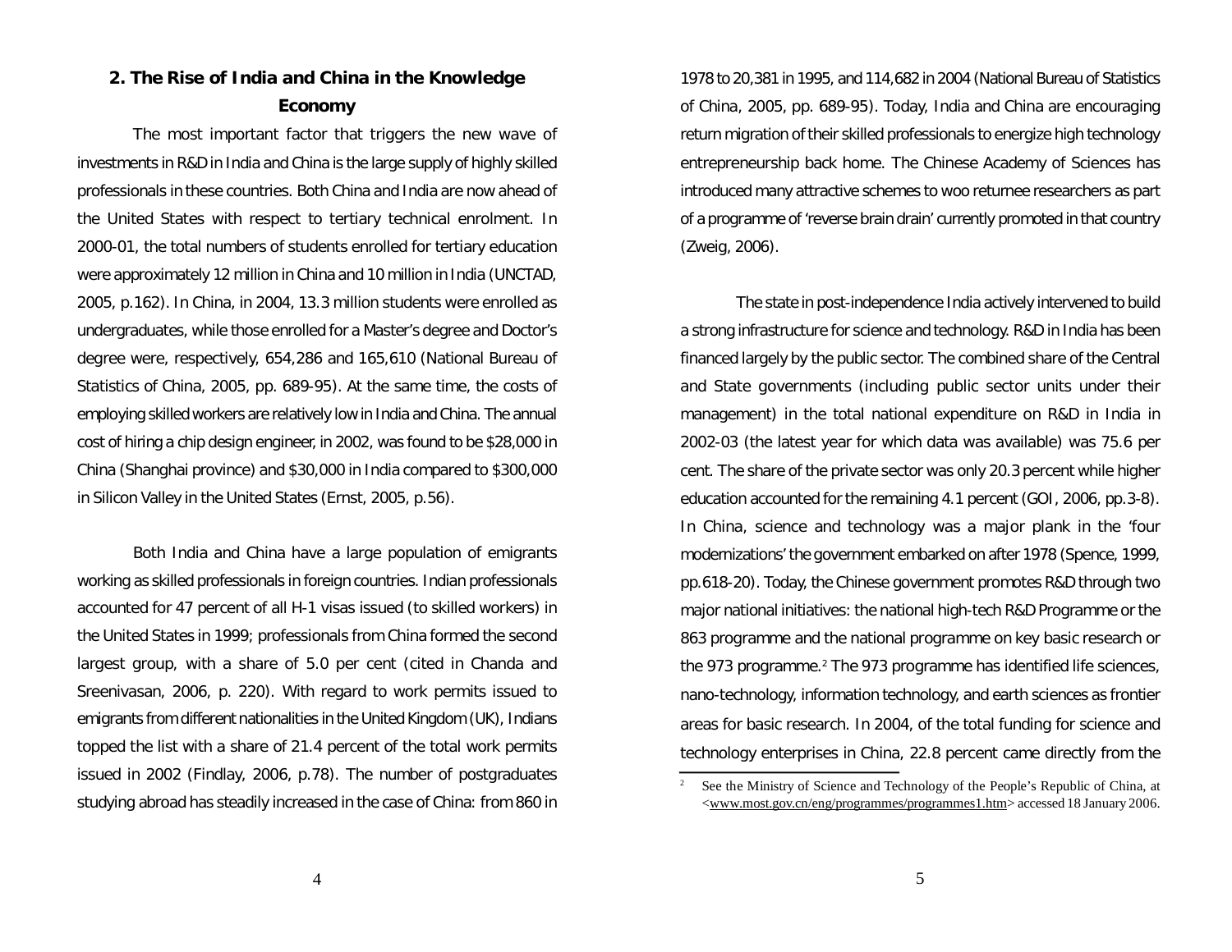## 2. The Rise of India and China in the Knowledge Economy

The most important factor that triggers the new wave of investments in R&D in India and China is the large supply of highly skilled professionals in these countries. Both China and India are now ahead of the United States with respect to tertiary technical enrolment. In 2000-01, the total numbers of students enrolled for tertiary education were approximately 12 million in China and 10 million in India (UNCTAD, 2005, p.162). In China, in 2004, 13.3 million students were enrolled as undergraduates, while those enrolled for a Master's degree and Doctor's degree were, respectively, 654,286 and 165,610 (National Bureau of Statistics of China, 2005, pp. 689-95). At the same time, the costs of employing skilled workers are relatively low in India and China. The annual cost of hiring a chip design engineer, in 2002, was found to be $28,000 in China (Shanghai province) and $30,000 in India compared to $300,000 in Silicon Valley in the United States (Ernst, 2005, p.56).

Both India and China have a large population of emigrants working as skilled professionals in foreign countries. Indian professionals accounted for 47 percent of all H-1 visas issued (to skilled workers) in the United States in 1999; professionals from China formed the second largest group, with a share of 5.0 per cent (cited in Chanda and Sreenivasan, 2006, p. 220). With regard to work permits issued to emigrants from different nationalities in the United Kingdom (UK), Indians topped the list with a share of 21.4 percent of the total work permits issued in 2002 (Findlay, 2006, p.78). The number of postgraduates studying abroad has steadily increased in the case of China: from 860 in 1978 to 20,381 in 1995, and 114,682 in 2004 (National Bureau of Statistics of China, 2005, pp. 689-95). Today, India and China are encouraging return migration of their skilled professionals to energize high technology entrepreneurship back home. The Chinese Academy of Sciences has introduced many attractive schemes to woo returnee researchers as part of a programme of 'reverse brain drain' currently promoted in that country (Zweig, 2006).

The state in post-independence India actively intervened to build a strong infrastructure for science and technology. R&D in India has been financed largely by the public sector. The combined share of the Central and State governments (including public sector units under their management) in the total national expenditure on R&D in India in 2002-03 (the latest year for which data was available) was 75.6 per cent. The share of the private sector was only 20.3 percent while higher education accounted for the remaining 4.1 percent (GOI, 2006, pp.3-8). In China, science and technology was a major plank in the 'four modernizations' the government embarked on after 1978 (Spence, 1999, pp.618-20). Today, the Chinese government promotes R&D through two major national initiatives: the national high-tech R&D Programme or the 863 programme and the national programme on key basic research or the 973 programme.[2] The 973 programme has identified life sciences, nano-technology, information technology, and earth sciences as frontier areas for basic research. In 2004, of the total funding for science and technology enterprises in China, 22.8 percent came directly from the

---

[2] See the Ministry of Science and Technology of the People's Republic of China, at <www.most.gov.cn/eng/programmes/programmes1.htm> accessed 18 January 2006.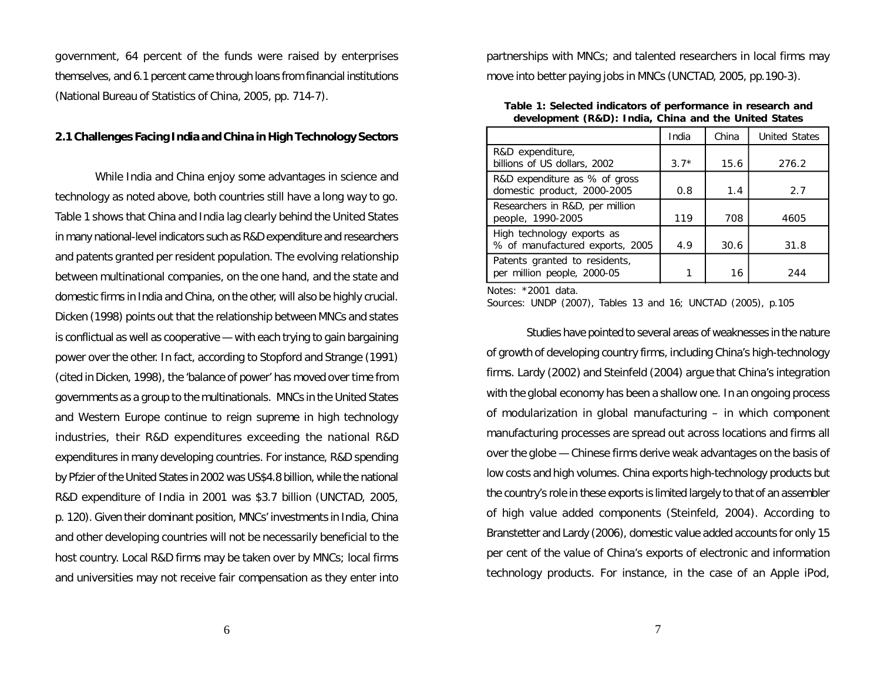government, 64 percent of the funds were raised by enterprises themselves, and 6.1 percent came through loans from financial institutions (National Bureau of Statistics of China, 2005, pp. 714-7).

## 2.1 Challenges Facing India and China in High Technology Sectors

While India and China enjoy some advantages in science and technology as noted above, both countries still have a long way to go. Table 1 shows that China and India lag clearly behind the United States in many national-level indicators such as R&D expenditure and researchers and patents granted per resident population. The evolving relationship between multinational companies, on the one hand, and the state and domestic firms in India and China, on the other, will also be highly crucial. Dicken (1998) points out that the relationship between MNCs and states is conflictual as well as cooperative — with each trying to gain bargaining power over the other. In fact, according to Stopford and Strange (1991) (cited in Dicken, 1998), the 'balance of power' has moved over time from governments as a group to the multinationals. MNCs in the United States and Western Europe continue to reign supreme in high technology industries, their R&D expenditures exceeding the national R&D expenditures in many developing countries. For instance, R&D spending by Pfzier of the United States in 2002 was US$4.8 billion, while the national R&D expenditure of India in 2001 was $3.7 billion (UNCTAD, 2005, p. 120). Given their dominant position, MNCs' investments in India, China and other developing countries will not be necessarily beneficial to the host country. Local R&D firms may be taken over by MNCs; local firms and universities may not receive fair compensation as they enter into partnerships with MNCs; and talented researchers in local firms may move into better paying jobs in MNCs (UNCTAD, 2005, pp.190-3).

**Table 1: Selected indicators of performance in research and development (R&D): India, China and the United States**

| | India | China | United States |
|---|---|---|---|
| R&D expenditure, billions of US dollars, 2002 | 3.7* | 15.6 | 276.2 |
| R&D expenditure as % of gross domestic product, 2000-2005 | 0.8 | 1.4 | 2.7 |
| Researchers in R&D, per million people, 1990-2005 | 119 | 708 | 4605 |
| High technology exports as % of manufactured exports, 2005 | 4.9 | 30.6 | 31.8 |
| Patents granted to residents, per million people, 2000-05 | 1 | 16 | 244 |

Notes: *2001 data.
Sources: UNDP (2007), Tables 13 and 16; UNCTAD (2005), p.105

Studies have pointed to several areas of weaknesses in the nature of growth of developing country firms, including China's high-technology firms. Lardy (2002) and Steinfeld (2004) argue that China's integration with the global economy has been a shallow one. In an ongoing process of modularization in global manufacturing – in which component manufacturing processes are spread out across locations and firms all over the globe — Chinese firms derive weak advantages on the basis of low costs and high volumes. China exports high-technology products but the country's role in these exports is limited largely to that of an assembler of high value added components (Steinfeld, 2004). According to Branstetter and Lardy (2006), domestic value added accounts for only 15 per cent of the value of China's exports of electronic and information technology products. For instance, in the case of an Apple iPod,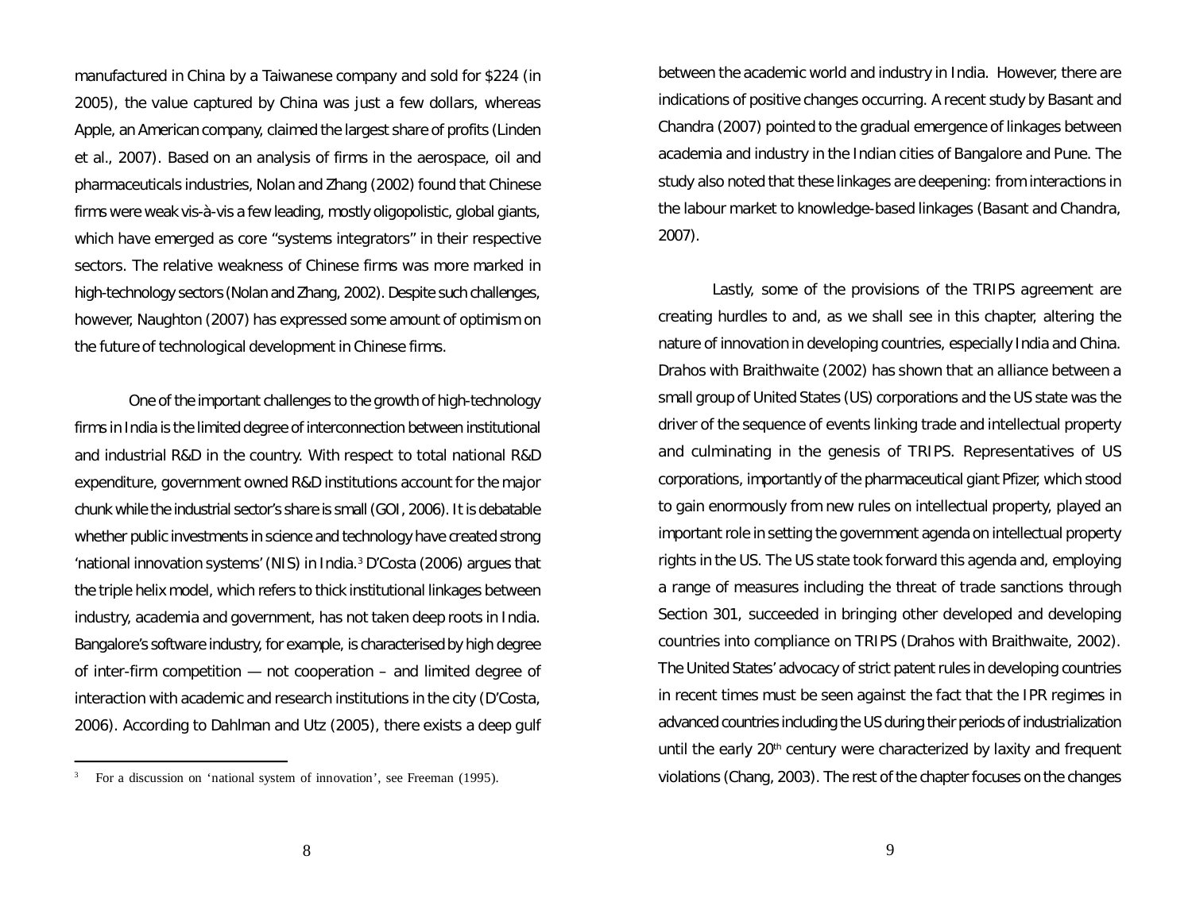manufactured in China by a Taiwanese company and sold for $224 (in 2005), the value captured by China was just a few dollars, whereas Apple, an American company, claimed the largest share of profits (Linden et al., 2007). Based on an analysis of firms in the aerospace, oil and pharmaceuticals industries, Nolan and Zhang (2002) found that Chinese firms were weak vis-à-vis a few leading, mostly oligopolistic, global giants, which have emerged as core "systems integrators" in their respective sectors. The relative weakness of Chinese firms was more marked in high-technology sectors (Nolan and Zhang, 2002). Despite such challenges, however, Naughton (2007) has expressed some amount of optimism on the future of technological development in Chinese firms.

One of the important challenges to the growth of high-technology firms in India is the limited degree of interconnection between institutional and industrial R&D in the country. With respect to total national R&D expenditure, government owned R&D institutions account for the major chunk while the industrial sector's share is small (GOI, 2006). It is debatable whether public investments in science and technology have created strong 'national innovation systems' (NIS) in India.[3] D'Costa (2006) argues that the triple helix model, which refers to thick institutional linkages between industry, academia and government, has not taken deep roots in India. Bangalore's software industry, for example, is characterised by high degree of inter-firm competition — not cooperation – and limited degree of interaction with academic and research institutions in the city (D'Costa, 2006). According to Dahlman and Utz (2005), there exists a deep gulf between the academic world and industry in India. However, there are indications of positive changes occurring. A recent study by Basant and Chandra (2007) pointed to the gradual emergence of linkages between academia and industry in the Indian cities of Bangalore and Pune. The study also noted that these linkages are deepening: from interactions in the labour market to knowledge-based linkages (Basant and Chandra, 2007).

Lastly, some of the provisions of the TRIPS agreement are creating hurdles to and, as we shall see in this chapter, altering the nature of innovation in developing countries, especially India and China. Drahos with Braithwaite (2002) has shown that an alliance between a small group of United States (US) corporations and the US state was the driver of the sequence of events linking trade and intellectual property and culminating in the genesis of TRIPS. Representatives of US corporations, importantly of the pharmaceutical giant Pfizer, which stood to gain enormously from new rules on intellectual property, played an important role in setting the government agenda on intellectual property rights in the US. The US state took forward this agenda and, employing a range of measures including the threat of trade sanctions through Section 301, succeeded in bringing other developed and developing countries into compliance on TRIPS (Drahos with Braithwaite, 2002). The United States' advocacy of strict patent rules in developing countries in recent times must be seen against the fact that the IPR regimes in advanced countries including the US during their periods of industrialization until the early 20th century were characterized by laxity and frequent violations (Chang, 2003). The rest of the chapter focuses on the changes

[3] For a discussion on 'national system of innovation', see Freeman (1995).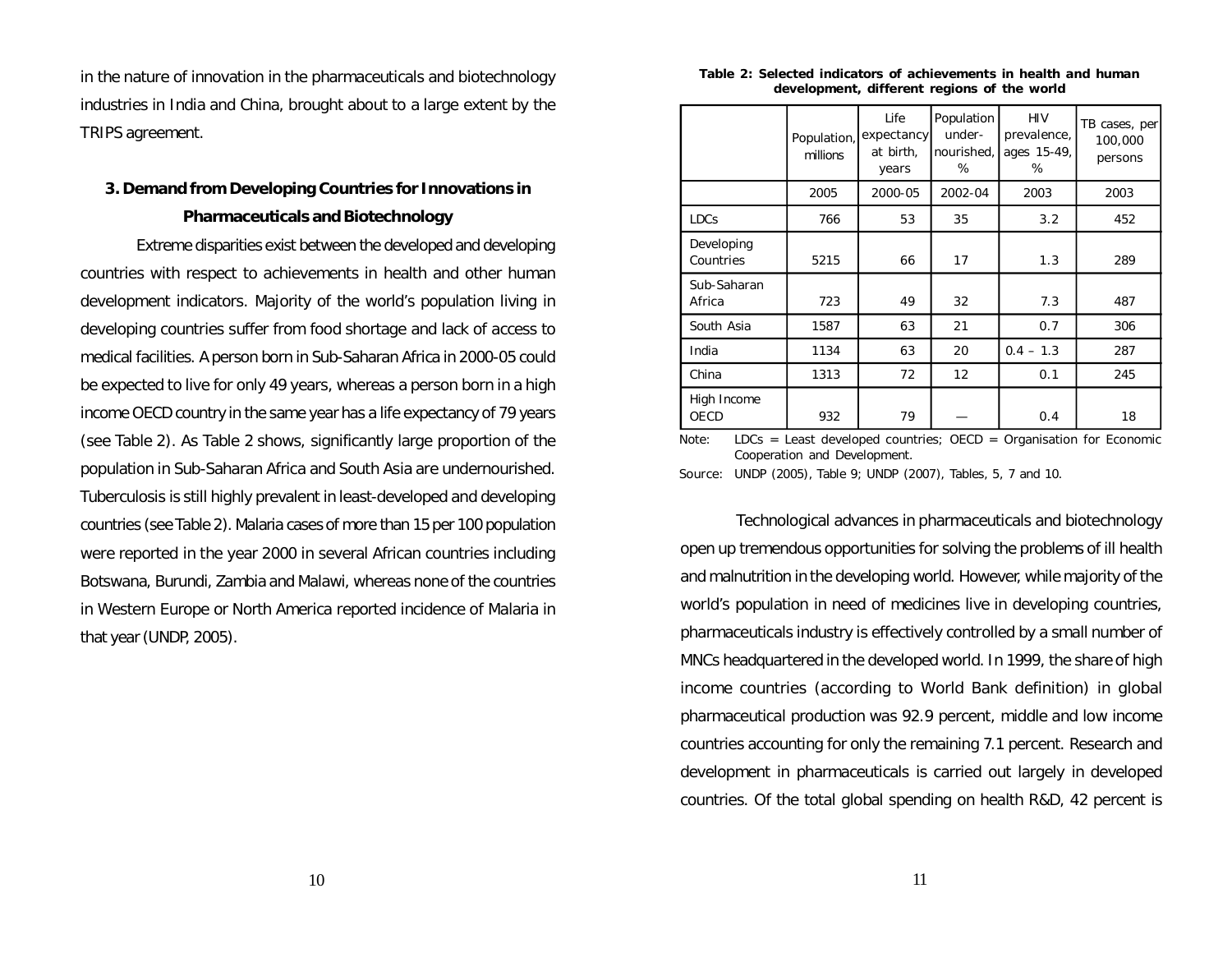in the nature of innovation in the pharmaceuticals and biotechnology industries in India and China, brought about to a large extent by the TRIPS agreement.

## 3. Demand from Developing Countries for Innovations in Pharmaceuticals and Biotechnology

Extreme disparities exist between the developed and developing countries with respect to achievements in health and other human development indicators. Majority of the world's population living in developing countries suffer from food shortage and lack of access to medical facilities. A person born in Sub-Saharan Africa in 2000-05 could be expected to live for only 49 years, whereas a person born in a high income OECD country in the same year has a life expectancy of 79 years (see Table 2). As Table 2 shows, significantly large proportion of the population in Sub-Saharan Africa and South Asia are undernourished. Tuberculosis is still highly prevalent in least-developed and developing countries (see Table 2). Malaria cases of more than 15 per 100 population were reported in the year 2000 in several African countries including Botswana, Burundi, Zambia and Malawi, whereas none of the countries in Western Europe or North America reported incidence of Malaria in that year (UNDP, 2005).

**Table 2: Selected indicators of achievements in health and human development, different regions of the world**

| | Population, millions | Life expectancy at birth, years | Population under-nourished, % | HIV prevalence, ages 15-49, % | TB cases, per 100,000 persons |
|---|---|---|---|---|---|
| | 2005 | 2000-05 | 2002-04 | 2003 | 2003 |
| LDCs | 766 | 53 | 35 | 3.2 | 452 |
| Developing Countries | 5215 | 66 | 17 | 1.3 | 289 |
| Sub-Saharan Africa | 723 | 49 | 32 | 7.3 | 487 |
| South Asia | 1587 | 63 | 21 | 0.7 | 306 |
| India | 1134 | 63 | 20 | 0.4 – 1.3 | 287 |
| China | 1313 | 72 | 12 | 0.1 | 245 |
| High Income OECD | 932 | 79 | — | 0.4 | 18 |

Note: LDCs = Least developed countries; OECD = Organisation for Economic Cooperation and Development.

Source: UNDP (2005), Table 9; UNDP (2007), Tables, 5, 7 and 10.

Technological advances in pharmaceuticals and biotechnology open up tremendous opportunities for solving the problems of ill health and malnutrition in the developing world. However, while majority of the world's population in need of medicines live in developing countries, pharmaceuticals industry is effectively controlled by a small number of MNCs headquartered in the developed world. In 1999, the share of high income countries (according to World Bank definition) in global pharmaceutical production was 92.9 percent, middle and low income countries accounting for only the remaining 7.1 percent. Research and development in pharmaceuticals is carried out largely in developed countries. Of the total global spending on health R&D, 42 percent is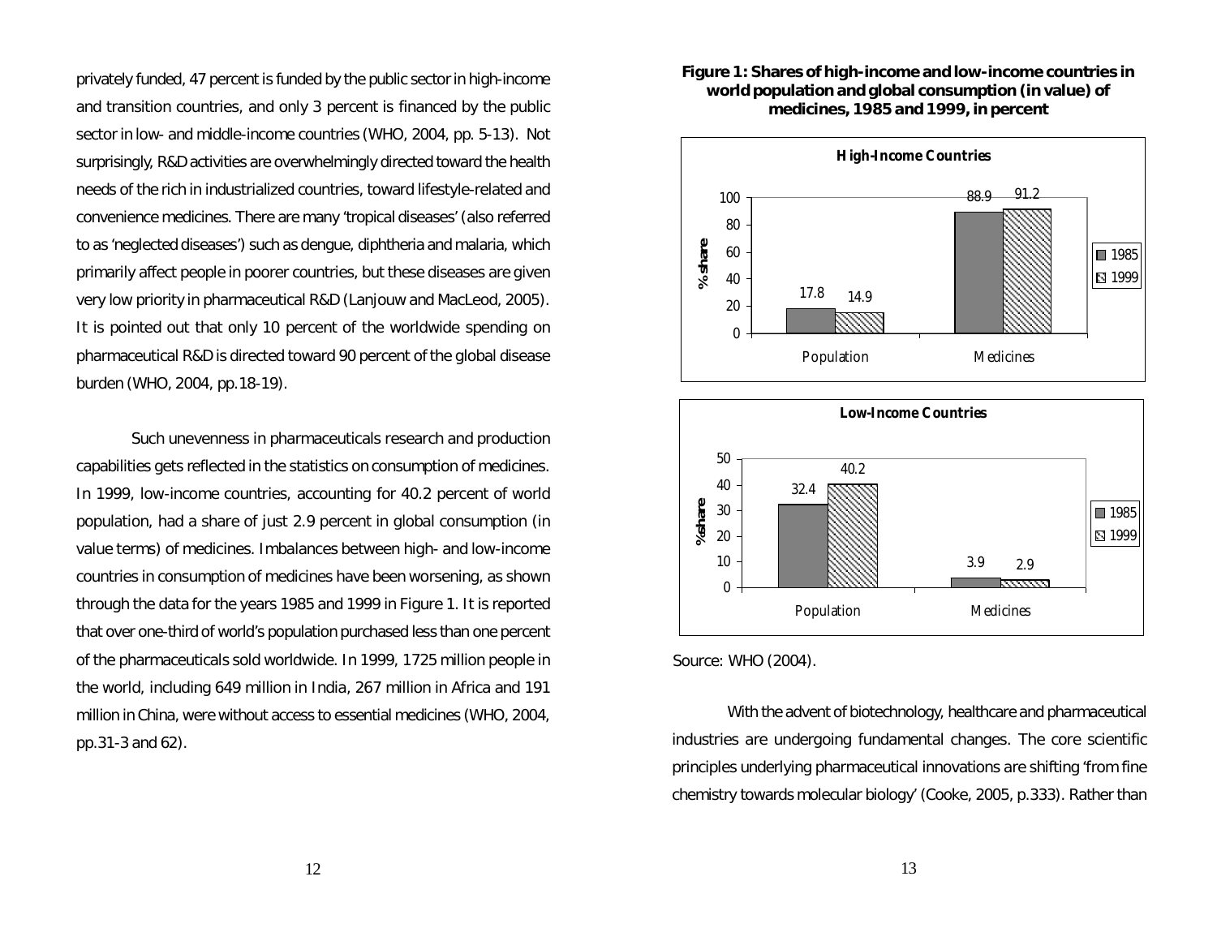privately funded, 47 percent is funded by the public sector in high-income and transition countries, and only 3 percent is financed by the public sector in low- and middle-income countries (WHO, 2004, pp. 5-13). Not surprisingly, R&D activities are overwhelmingly directed toward the health needs of the rich in industrialized countries, toward lifestyle-related and convenience medicines. There are many 'tropical diseases' (also referred to as 'neglected diseases') such as dengue, diphtheria and malaria, which primarily affect people in poorer countries, but these diseases are given very low priority in pharmaceutical R&D (Lanjouw and MacLeod, 2005). It is pointed out that only 10 percent of the worldwide spending on pharmaceutical R&D is directed toward 90 percent of the global disease burden (WHO, 2004, pp.18-19).

Such unevenness in pharmaceuticals research and production capabilities gets reflected in the statistics on consumption of medicines. In 1999, low-income countries, accounting for 40.2 percent of world population, had a share of just 2.9 percent in global consumption (in value terms) of medicines. Imbalances between high- and low-income countries in consumption of medicines have been worsening, as shown through the data for the years 1985 and 1999 in Figure 1. It is reported that over one-third of world's population purchased less than one percent of the pharmaceuticals sold worldwide. In 1999, 1725 million people in the world, including 649 million in India, 267 million in Africa and 191 million in China, were without access to essential medicines (WHO, 2004, pp.31-3 and 62).

**Figure 1: Shares of high-income and low-income countries in world population and global consumption (in value) of medicines, 1985 and 1999, in percent**

**High-Income Countries** (% share)

| | 1985 | 1999 |
|---|---|---|
| Population | 17.8 | 14.9 |
| Medicines | 88.9 | 91.2 |

**Low-Income Countries** (% share)

| | 1985 | 1999 |
|---|---|---|
| Population | 32.4 | 40.2 |
| Medicines | 3.9 | 2.9 |

Source: WHO (2004).

With the advent of biotechnology, healthcare and pharmaceutical industries are undergoing fundamental changes. The core scientific principles underlying pharmaceutical innovations are shifting 'from fine chemistry towards molecular biology' (Cooke, 2005, p.333). Rather than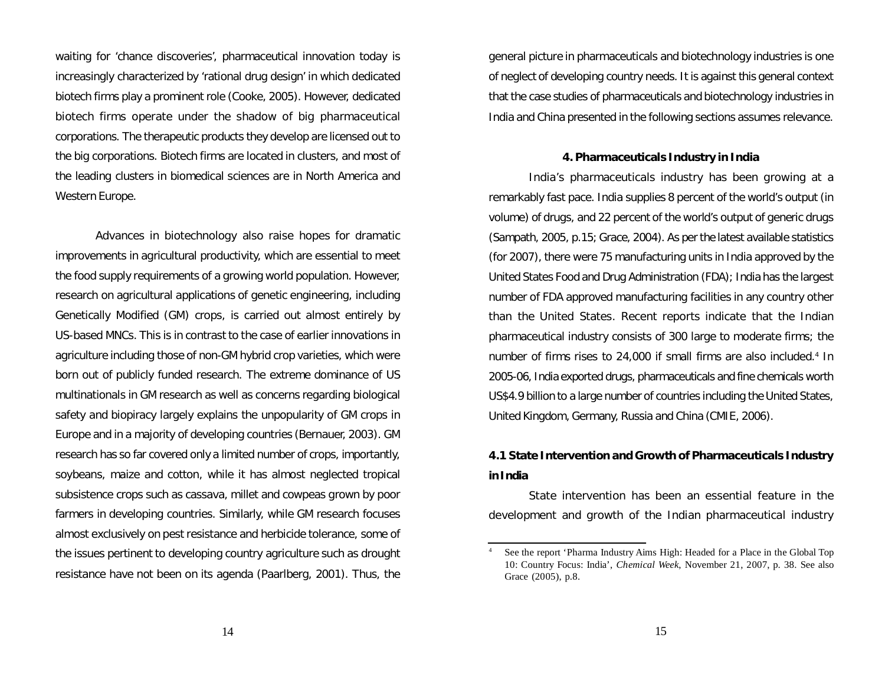waiting for 'chance discoveries', pharmaceutical innovation today is increasingly characterized by 'rational drug design' in which dedicated biotech firms play a prominent role (Cooke, 2005). However, dedicated biotech firms operate under the shadow of big pharmaceutical corporations. The therapeutic products they develop are licensed out to the big corporations. Biotech firms are located in clusters, and most of the leading clusters in biomedical sciences are in North America and Western Europe.

Advances in biotechnology also raise hopes for dramatic improvements in agricultural productivity, which are essential to meet the food supply requirements of a growing world population. However, research on agricultural applications of genetic engineering, including Genetically Modified (GM) crops, is carried out almost entirely by US-based MNCs. This is in contrast to the case of earlier innovations in agriculture including those of non-GM hybrid crop varieties, which were born out of publicly funded research. The extreme dominance of US multinationals in GM research as well as concerns regarding biological safety and biopiracy largely explains the unpopularity of GM crops in Europe and in a majority of developing countries (Bernauer, 2003). GM research has so far covered only a limited number of crops, importantly, soybeans, maize and cotton, while it has almost neglected tropical subsistence crops such as cassava, millet and cowpeas grown by poor farmers in developing countries. Similarly, while GM research focuses almost exclusively on pest resistance and herbicide tolerance, some of the issues pertinent to developing country agriculture such as drought resistance have not been on its agenda (Paarlberg, 2001). Thus, the general picture in pharmaceuticals and biotechnology industries is one of neglect of developing country needs. It is against this general context that the case studies of pharmaceuticals and biotechnology industries in India and China presented in the following sections assumes relevance.

## 4. Pharmaceuticals Industry in India

India's pharmaceuticals industry has been growing at a remarkably fast pace. India supplies 8 percent of the world's output (in volume) of drugs, and 22 percent of the world's output of generic drugs (Sampath, 2005, p.15; Grace, 2004). As per the latest available statistics (for 2007), there were 75 manufacturing units in India approved by the United States Food and Drug Administration (FDA); India has the largest number of FDA approved manufacturing facilities in any country other than the United States. Recent reports indicate that the Indian pharmaceutical industry consists of 300 large to moderate firms; the number of firms rises to 24,000 if small firms are also included.[4] In 2005-06, India exported drugs, pharmaceuticals and fine chemicals worth US$4.9 billion to a large number of countries including the United States, United Kingdom, Germany, Russia and China (CMIE, 2006).

### 4.1 State Intervention and Growth of Pharmaceuticals Industry in India

State intervention has been an essential feature in the development and growth of the Indian pharmaceutical industry

---

[4] See the report 'Pharma Industry Aims High: Headed for a Place in the Global Top 10: Country Focus: India', *Chemical Week*, November 21, 2007, p. 38. See also Grace (2005), p.8.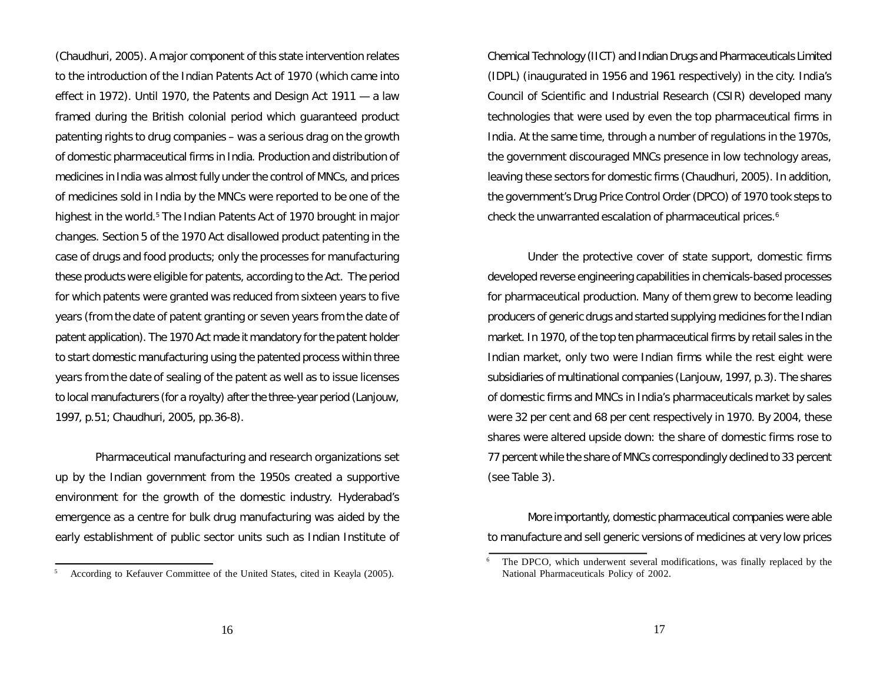(Chaudhuri, 2005). A major component of this state intervention relates to the introduction of the Indian Patents Act of 1970 (which came into effect in 1972). Until 1970, the Patents and Design Act 1911 — a law framed during the British colonial period which guaranteed product patenting rights to drug companies – was a serious drag on the growth of domestic pharmaceutical firms in India. Production and distribution of medicines in India was almost fully under the control of MNCs, and prices of medicines sold in India by the MNCs were reported to be one of the highest in the world.[5] The Indian Patents Act of 1970 brought in major changes. Section 5 of the 1970 Act disallowed product patenting in the case of drugs and food products; only the processes for manufacturing these products were eligible for patents, according to the Act. The period for which patents were granted was reduced from sixteen years to five years (from the date of patent granting or seven years from the date of patent application). The 1970 Act made it mandatory for the patent holder to start domestic manufacturing using the patented process within three years from the date of sealing of the patent as well as to issue licenses to local manufacturers (for a royalty) after the three-year period (Lanjouw, 1997, p.51; Chaudhuri, 2005, pp.36-8).

Pharmaceutical manufacturing and research organizations set up by the Indian government from the 1950s created a supportive environment for the growth of the domestic industry. Hyderabad's emergence as a centre for bulk drug manufacturing was aided by the early establishment of public sector units such as Indian Institute of Chemical Technology (IICT) and Indian Drugs and Pharmaceuticals Limited (IDPL) (inaugurated in 1956 and 1961 respectively) in the city. India's Council of Scientific and Industrial Research (CSIR) developed many technologies that were used by even the top pharmaceutical firms in India. At the same time, through a number of regulations in the 1970s, the government discouraged MNCs presence in low technology areas, leaving these sectors for domestic firms (Chaudhuri, 2005). In addition, the government's Drug Price Control Order (DPCO) of 1970 took steps to check the unwarranted escalation of pharmaceutical prices.[6]

Under the protective cover of state support, domestic firms developed reverse engineering capabilities in chemicals-based processes for pharmaceutical production. Many of them grew to become leading producers of generic drugs and started supplying medicines for the Indian market. In 1970, of the top ten pharmaceutical firms by retail sales in the Indian market, only two were Indian firms while the rest eight were subsidiaries of multinational companies (Lanjouw, 1997, p.3). The shares of domestic firms and MNCs in India's pharmaceuticals market by sales were 32 per cent and 68 per cent respectively in 1970. By 2004, these shares were altered upside down: the share of domestic firms rose to 77 percent while the share of MNCs correspondingly declined to 33 percent (see Table 3).

More importantly, domestic pharmaceutical companies were able to manufacture and sell generic versions of medicines at very low prices

---

[5] According to Kefauver Committee of the United States, cited in Keayla (2005).

[6] The DPCO, which underwent several modifications, was finally replaced by the National Pharmaceuticals Policy of 2002.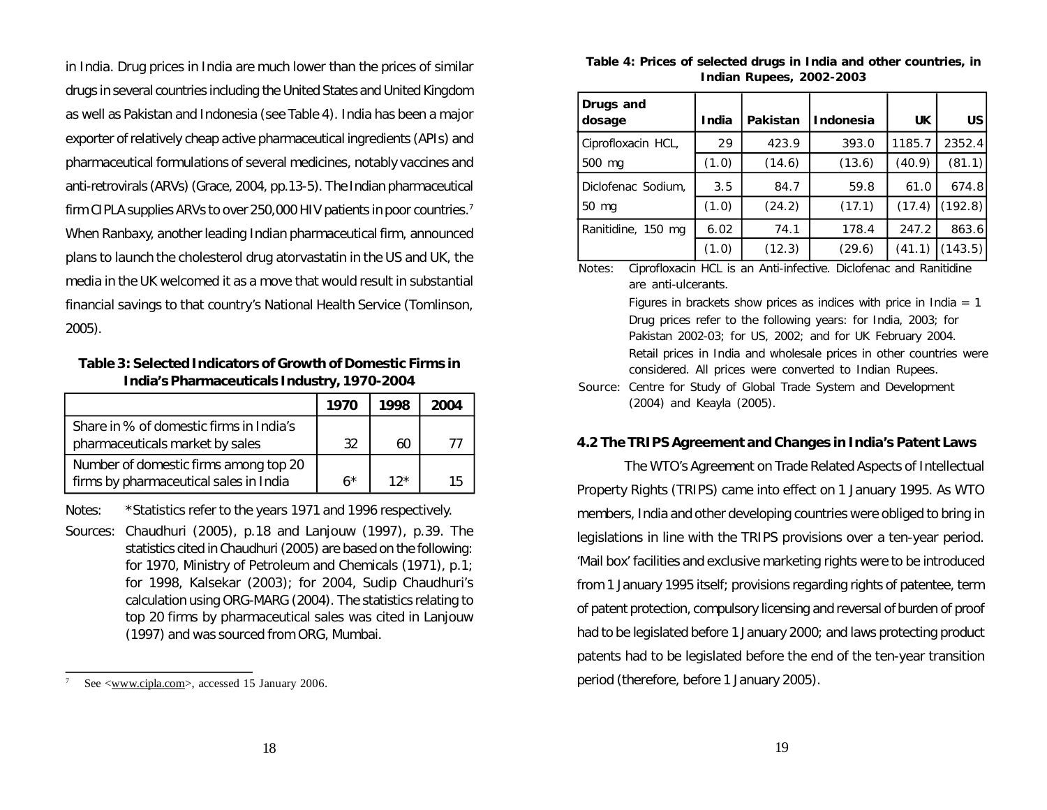in India. Drug prices in India are much lower than the prices of similar drugs in several countries including the United States and United Kingdom as well as Pakistan and Indonesia (see Table 4). India has been a major exporter of relatively cheap active pharmaceutical ingredients (APIs) and pharmaceutical formulations of several medicines, notably vaccines and anti-retrovirals (ARVs) (Grace, 2004, pp.13-5). The Indian pharmaceutical firm CIPLA supplies ARVs to over 250,000 HIV patients in poor countries.[7] When Ranbaxy, another leading Indian pharmaceutical firm, announced plans to launch the cholesterol drug atorvastatin in the US and UK, the media in the UK welcomed it as a move that would result in substantial financial savings to that country's National Health Service (Tomlinson, 2005).

**Table 3: Selected Indicators of Growth of Domestic Firms in India's Pharmaceuticals Industry, 1970-2004**

| | 1970 | 1998 | 2004 |
|---|---|---|---|
| Share in % of domestic firms in India's pharmaceuticals market by sales | 32 | 60 | 77 |
| Number of domestic firms among top 20 firms by pharmaceutical sales in India | 6* | 12* | 15 |

Notes: *Statistics refer to the years 1971 and 1996 respectively.

Sources: Chaudhuri (2005), p.18 and Lanjouw (1997), p.39. The statistics cited in Chaudhuri (2005) are based on the following: for 1970, Ministry of Petroleum and Chemicals (1971), p.1; for 1998, Kalsekar (2003); for 2004, Sudip Chaudhuri's calculation using ORG-MARG (2004). The statistics relating to top 20 firms by pharmaceutical sales was cited in Lanjouw (1997) and was sourced from ORG, Mumbai.

[7] See <www.cipla.com>, accessed 15 January 2006.

**Table 4: Prices of selected drugs in India and other countries, in Indian Rupees, 2002-2003**

| Drugs and dosage | India | Pakistan | Indonesia | UK | US |
|---|---|---|---|---|---|
| Ciprofloxacin HCL, | 29 | 423.9 | 393.0 | 1185.7 | 2352.4 |
| 500 mg | (1.0) | (14.6) | (13.6) | (40.9) | (81.1) |
| Diclofenac Sodium, | 3.5 | 84.7 | 59.8 | 61.0 | 674.8 |
| 50 mg | (1.0) | (24.2) | (17.1) | (17.4) | (192.8) |
| Ranitidine, 150 mg | 6.02 | 74.1 | 178.4 | 247.2 | 863.6 |
| | (1.0) | (12.3) | (29.6) | (41.1) | (143.5) |

Notes: Ciprofloxacin HCL is an Anti-infective. Diclofenac and Ranitidine are anti-ulcerants.
Figures in brackets show prices as indices with price in India = 1
Drug prices refer to the following years: for India, 2003; for Pakistan 2002-03; for US, 2002; and for UK February 2004.
Retail prices in India and wholesale prices in other countries were considered. All prices were converted to Indian Rupees.

Source: Centre for Study of Global Trade System and Development (2004) and Keayla (2005).

## 4.2 The TRIPS Agreement and Changes in India's Patent Laws

The WTO's Agreement on Trade Related Aspects of Intellectual Property Rights (TRIPS) came into effect on 1 January 1995. As WTO members, India and other developing countries were obliged to bring in legislations in line with the TRIPS provisions over a ten-year period. 'Mail box' facilities and exclusive marketing rights were to be introduced from 1 January 1995 itself; provisions regarding rights of patentee, term of patent protection, compulsory licensing and reversal of burden of proof had to be legislated before 1 January 2000; and laws protecting product patents had to be legislated before the end of the ten-year transition period (therefore, before 1 January 2005).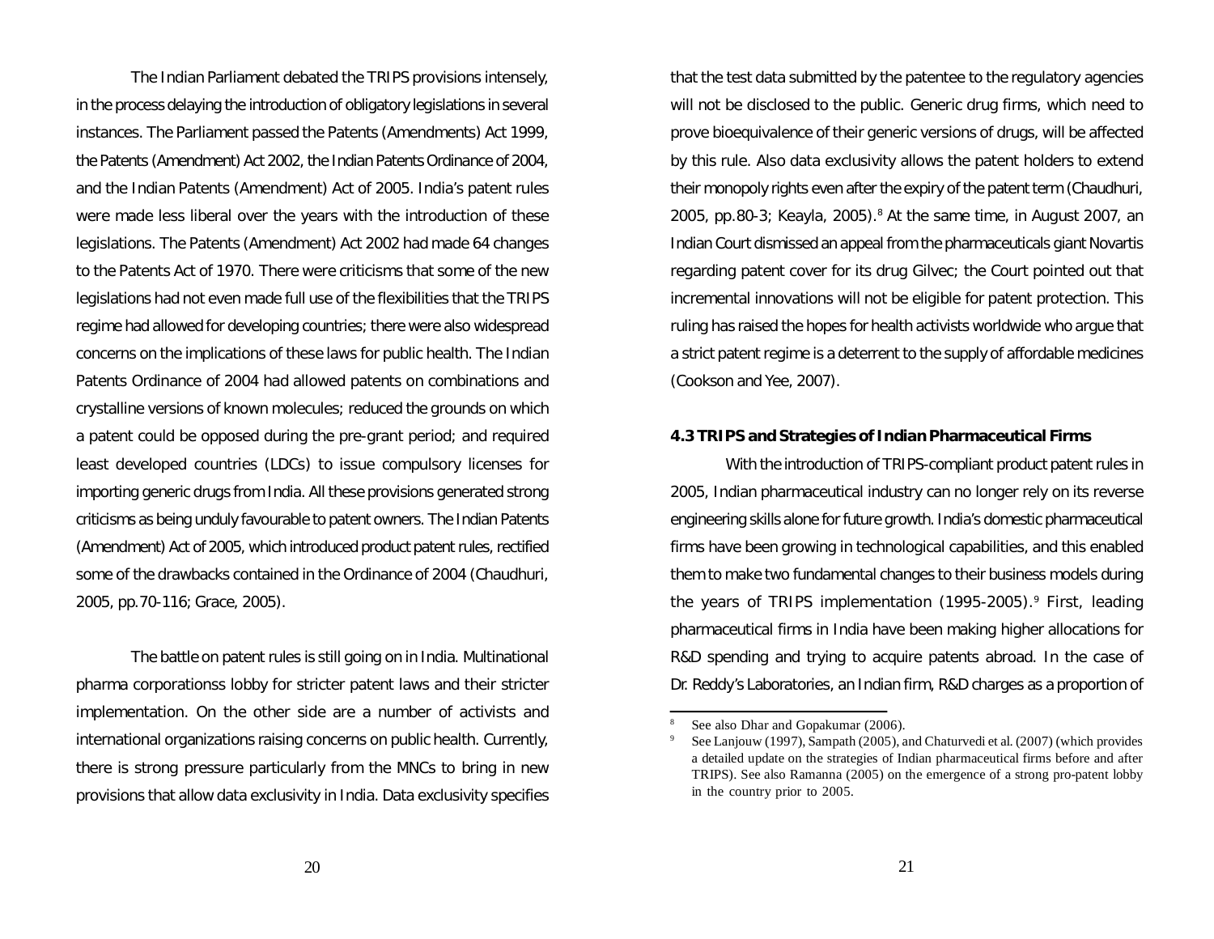The Indian Parliament debated the TRIPS provisions intensely, in the process delaying the introduction of obligatory legislations in several instances. The Parliament passed the Patents (Amendments) Act 1999, the Patents (Amendment) Act 2002, the Indian Patents Ordinance of 2004, and the Indian Patents (Amendment) Act of 2005. India's patent rules were made less liberal over the years with the introduction of these legislations. The Patents (Amendment) Act 2002 had made 64 changes to the Patents Act of 1970. There were criticisms that some of the new legislations had not even made full use of the flexibilities that the TRIPS regime had allowed for developing countries; there were also widespread concerns on the implications of these laws for public health. The Indian Patents Ordinance of 2004 had allowed patents on combinations and crystalline versions of known molecules; reduced the grounds on which a patent could be opposed during the pre-grant period; and required least developed countries (LDCs) to issue compulsory licenses for importing generic drugs from India. All these provisions generated strong criticisms as being unduly favourable to patent owners. The Indian Patents (Amendment) Act of 2005, which introduced product patent rules, rectified some of the drawbacks contained in the Ordinance of 2004 (Chaudhuri, 2005, pp.70-116; Grace, 2005).

The battle on patent rules is still going on in India. Multinational pharma corporationss lobby for stricter patent laws and their stricter implementation. On the other side are a number of activists and international organizations raising concerns on public health. Currently, there is strong pressure particularly from the MNCs to bring in new provisions that allow data exclusivity in India. Data exclusivity specifies that the test data submitted by the patentee to the regulatory agencies will not be disclosed to the public. Generic drug firms, which need to prove bioequivalence of their generic versions of drugs, will be affected by this rule. Also data exclusivity allows the patent holders to extend their monopoly rights even after the expiry of the patent term (Chaudhuri, 2005, pp.80-3; Keayla, 2005).[8] At the same time, in August 2007, an Indian Court dismissed an appeal from the pharmaceuticals giant Novartis regarding patent cover for its drug Gilvec; the Court pointed out that incremental innovations will not be eligible for patent protection. This ruling has raised the hopes for health activists worldwide who argue that a strict patent regime is a deterrent to the supply of affordable medicines (Cookson and Yee, 2007).

### 4.3 TRIPS and Strategies of Indian Pharmaceutical Firms

With the introduction of TRIPS-compliant product patent rules in 2005, Indian pharmaceutical industry can no longer rely on its reverse engineering skills alone for future growth. India's domestic pharmaceutical firms have been growing in technological capabilities, and this enabled them to make two fundamental changes to their business models during the years of TRIPS implementation (1995-2005).[9] First, leading pharmaceutical firms in India have been making higher allocations for R&D spending and trying to acquire patents abroad. In the case of Dr. Reddy's Laboratories, an Indian firm, R&D charges as a proportion of

---

[8] See also Dhar and Gopakumar (2006).

[9] See Lanjouw (1997), Sampath (2005), and Chaturvedi et al. (2007) (which provides a detailed update on the strategies of Indian pharmaceutical firms before and after TRIPS). See also Ramanna (2005) on the emergence of a strong pro-patent lobby in the country prior to 2005.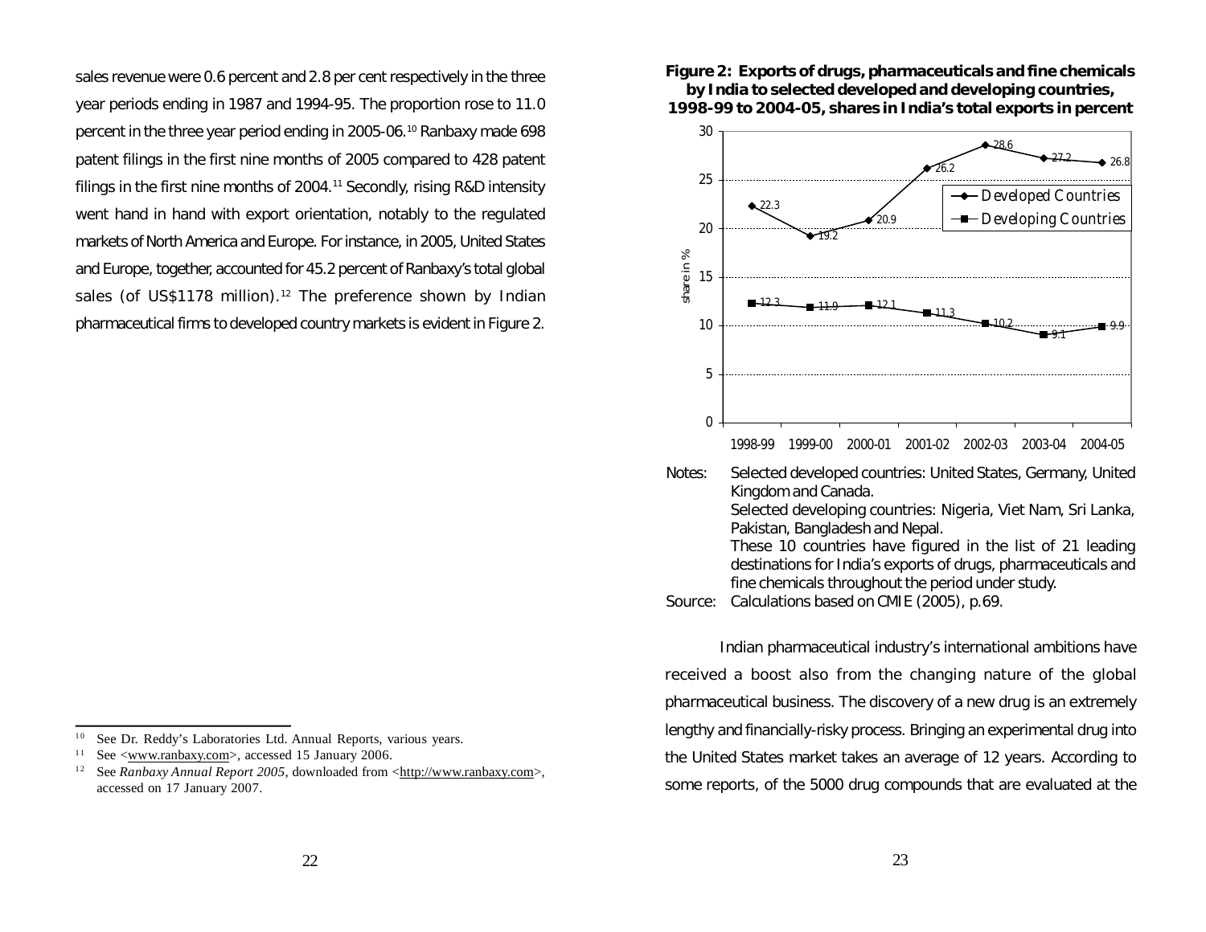sales revenue were 0.6 percent and 2.8 per cent respectively in the three year periods ending in 1987 and 1994-95. The proportion rose to 11.0 percent in the three year period ending in 2005-06.[10] Ranbaxy made 698 patent filings in the first nine months of 2005 compared to 428 patent filings in the first nine months of 2004.[11] Secondly, rising R&D intensity went hand in hand with export orientation, notably to the regulated markets of North America and Europe. For instance, in 2005, United States and Europe, together, accounted for 45.2 percent of Ranbaxy's total global sales (of US$1178 million).[12] The preference shown by Indian pharmaceutical firms to developed country markets is evident in Figure 2.

**Figure 2: Exports of drugs, pharmaceuticals and fine chemicals by India to selected developed and developing countries, 1998-99 to 2004-05, shares in India's total exports in percent**

| share in % | 1998-99 | 1999-00 | 2000-01 | 2001-02 | 2002-03 | 2003-04 | 2004-05 |
|---|---|---|---|---|---|---|---|
| Developed Countries | 22.3 | 19.2 | 20.9 | 26.2 | 28.6 | 27.2 | 26.8 |
| Developing Countries | 12.3 | 11.9 | 12.1 | 11.3 | 10.2 | 9.1 | 9.9 |

Notes: Selected developed countries: United States, Germany, United Kingdom and Canada.
Selected developing countries: Nigeria, Viet Nam, Sri Lanka, Pakistan, Bangladesh and Nepal.
These 10 countries have figured in the list of 21 leading destinations for India's exports of drugs, pharmaceuticals and fine chemicals throughout the period under study.

Source: Calculations based on CMIE (2005), p.69.

Indian pharmaceutical industry's international ambitions have received a boost also from the changing nature of the global pharmaceutical business. The discovery of a new drug is an extremely lengthy and financially-risky process. Bringing an experimental drug into the United States market takes an average of 12 years. According to some reports, of the 5000 drug compounds that are evaluated at the

---

[10] See Dr. Reddy's Laboratories Ltd. Annual Reports, various years.

[11] See <www.ranbaxy.com>, accessed 15 January 2006.

[12] See *Ranbaxy Annual Report 2005*, downloaded from <http://www.ranbaxy.com>, accessed on 17 January 2007.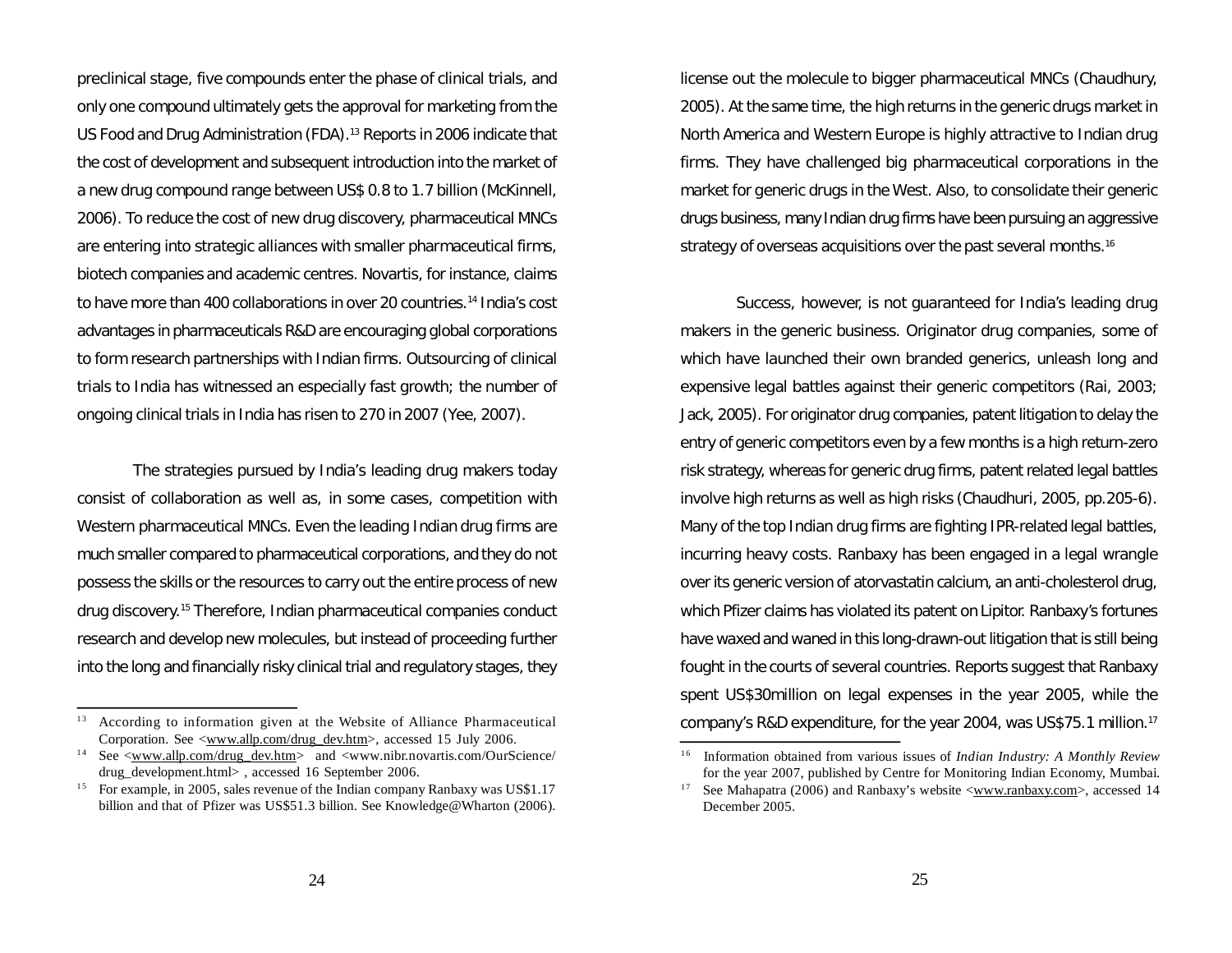preclinical stage, five compounds enter the phase of clinical trials, and only one compound ultimately gets the approval for marketing from the US Food and Drug Administration (FDA).[13] Reports in 2006 indicate that the cost of development and subsequent introduction into the market of a new drug compound range between US$ 0.8 to 1.7 billion (McKinnell, 2006). To reduce the cost of new drug discovery, pharmaceutical MNCs are entering into strategic alliances with smaller pharmaceutical firms, biotech companies and academic centres. Novartis, for instance, claims to have more than 400 collaborations in over 20 countries.[14] India's cost advantages in pharmaceuticals R&D are encouraging global corporations to form research partnerships with Indian firms. Outsourcing of clinical trials to India has witnessed an especially fast growth; the number of ongoing clinical trials in India has risen to 270 in 2007 (Yee, 2007).

The strategies pursued by India's leading drug makers today consist of collaboration as well as, in some cases, competition with Western pharmaceutical MNCs. Even the leading Indian drug firms are much smaller compared to pharmaceutical corporations, and they do not possess the skills or the resources to carry out the entire process of new drug discovery.[15] Therefore, Indian pharmaceutical companies conduct research and develop new molecules, but instead of proceeding further into the long and financially risky clinical trial and regulatory stages, they license out the molecule to bigger pharmaceutical MNCs (Chaudhury, 2005). At the same time, the high returns in the generic drugs market in North America and Western Europe is highly attractive to Indian drug firms. They have challenged big pharmaceutical corporations in the market for generic drugs in the West. Also, to consolidate their generic drugs business, many Indian drug firms have been pursuing an aggressive strategy of overseas acquisitions over the past several months.[16]

Success, however, is not guaranteed for India's leading drug makers in the generic business. Originator drug companies, some of which have launched their own branded generics, unleash long and expensive legal battles against their generic competitors (Rai, 2003; Jack, 2005). For originator drug companies, patent litigation to delay the entry of generic competitors even by a few months is a high return-zero risk strategy, whereas for generic drug firms, patent related legal battles involve high returns as well as high risks (Chaudhuri, 2005, pp.205-6). Many of the top Indian drug firms are fighting IPR-related legal battles, incurring heavy costs. Ranbaxy has been engaged in a legal wrangle over its generic version of atorvastatin calcium, an anti-cholesterol drug, which Pfizer claims has violated its patent on Lipitor. Ranbaxy's fortunes have waxed and waned in this long-drawn-out litigation that is still being fought in the courts of several countries. Reports suggest that Ranbaxy spent US$30million on legal expenses in the year 2005, while the company's R&D expenditure, for the year 2004, was US$75.1 million.[17]

---

[13] According to information given at the Website of Alliance Pharmaceutical Corporation. See <www.allp.com/drug_dev.htm>, accessed 15 July 2006.

[14] See <www.allp.com/drug_dev.htm> and <www.nibr.novartis.com/OurScience/drug_development.html> , accessed 16 September 2006.

[15] For example, in 2005, sales revenue of the Indian company Ranbaxy was US$1.17 billion and that of Pfizer was US$51.3 billion. See Knowledge@Wharton (2006).

[16] Information obtained from various issues of *Indian Industry: A Monthly Review* for the year 2007, published by Centre for Monitoring Indian Economy, Mumbai.

[17] See Mahapatra (2006) and Ranbaxy's website <www.ranbaxy.com>, accessed 14 December 2005.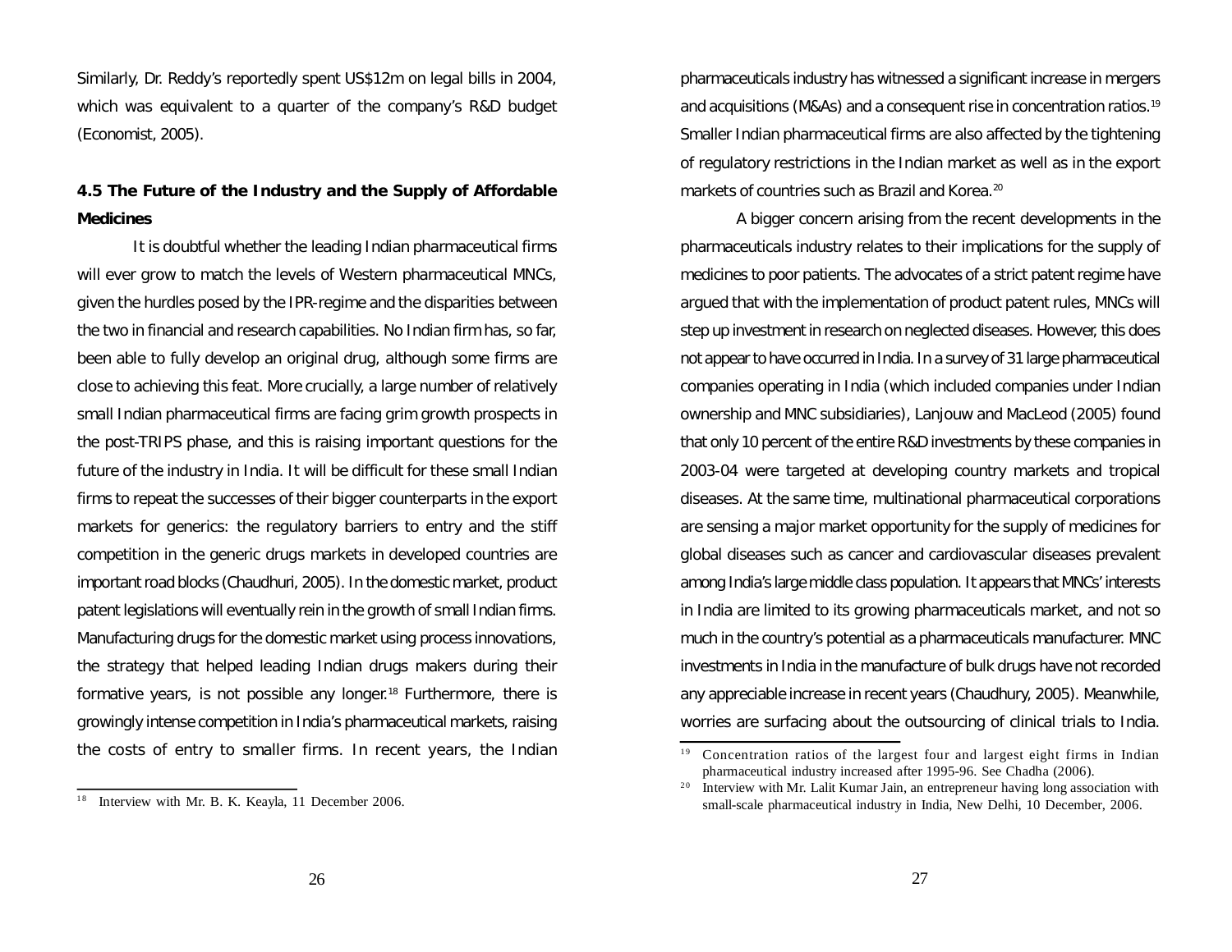Similarly, Dr. Reddy's reportedly spent US$12m on legal bills in 2004, which was equivalent to a quarter of the company's R&D budget (Economist, 2005).

### 4.5 The Future of the Industry and the Supply of Affordable Medicines

It is doubtful whether the leading Indian pharmaceutical firms will ever grow to match the levels of Western pharmaceutical MNCs, given the hurdles posed by the IPR-regime and the disparities between the two in financial and research capabilities. No Indian firm has, so far, been able to fully develop an original drug, although some firms are close to achieving this feat. More crucially, a large number of relatively small Indian pharmaceutical firms are facing grim growth prospects in the post-TRIPS phase, and this is raising important questions for the future of the industry in India. It will be difficult for these small Indian firms to repeat the successes of their bigger counterparts in the export markets for generics: the regulatory barriers to entry and the stiff competition in the generic drugs markets in developed countries are important road blocks (Chaudhuri, 2005). In the domestic market, product patent legislations will eventually rein in the growth of small Indian firms. Manufacturing drugs for the domestic market using process innovations, the strategy that helped leading Indian drugs makers during their formative years, is not possible any longer.[18] Furthermore, there is growingly intense competition in India's pharmaceutical markets, raising the costs of entry to smaller firms. In recent years, the Indian pharmaceuticals industry has witnessed a significant increase in mergers and acquisitions (M&As) and a consequent rise in concentration ratios.[19] Smaller Indian pharmaceutical firms are also affected by the tightening of regulatory restrictions in the Indian market as well as in the export markets of countries such as Brazil and Korea.[20]

A bigger concern arising from the recent developments in the pharmaceuticals industry relates to their implications for the supply of medicines to poor patients. The advocates of a strict patent regime have argued that with the implementation of product patent rules, MNCs will step up investment in research on neglected diseases. However, this does not appear to have occurred in India. In a survey of 31 large pharmaceutical companies operating in India (which included companies under Indian ownership and MNC subsidiaries), Lanjouw and MacLeod (2005) found that only 10 percent of the entire R&D investments by these companies in 2003-04 were targeted at developing country markets and tropical diseases. At the same time, multinational pharmaceutical corporations are sensing a major market opportunity for the supply of medicines for global diseases such as cancer and cardiovascular diseases prevalent among India's large middle class population. It appears that MNCs' interests in India are limited to its growing pharmaceuticals market, and not so much in the country's potential as a pharmaceuticals manufacturer. MNC investments in India in the manufacture of bulk drugs have not recorded any appreciable increase in recent years (Chaudhury, 2005). Meanwhile, worries are surfacing about the outsourcing of clinical trials to India.

---

[18] Interview with Mr. B. K. Keayla, 11 December 2006.

[19] Concentration ratios of the largest four and largest eight firms in Indian pharmaceutical industry increased after 1995-96. See Chadha (2006).

[20] Interview with Mr. Lalit Kumar Jain, an entrepreneur having long association with small-scale pharmaceutical industry in India, New Delhi, 10 December, 2006.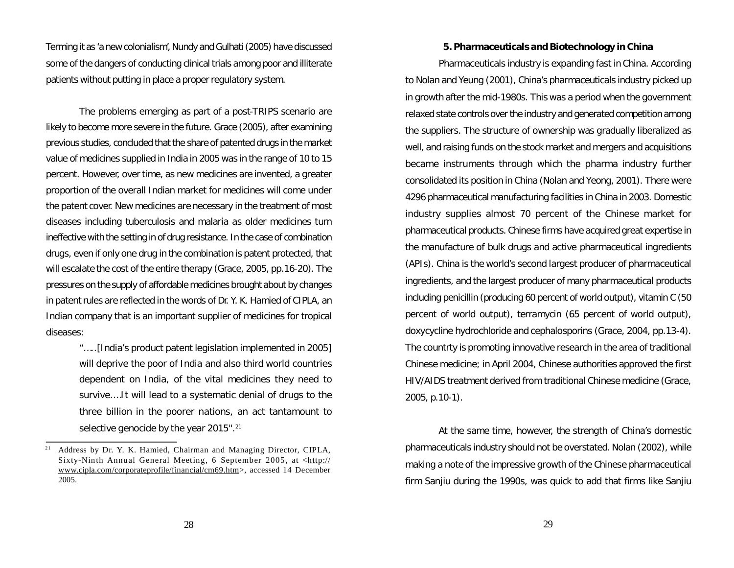Terming it as 'a new colonialism', Nundy and Gulhati (2005) have discussed some of the dangers of conducting clinical trials among poor and illiterate patients without putting in place a proper regulatory system.

The problems emerging as part of a post-TRIPS scenario are likely to become more severe in the future. Grace (2005), after examining previous studies, concluded that the share of patented drugs in the market value of medicines supplied in India in 2005 was in the range of 10 to 15 percent. However, over time, as new medicines are invented, a greater proportion of the overall Indian market for medicines will come under the patent cover. New medicines are necessary in the treatment of most diseases including tuberculosis and malaria as older medicines turn ineffective with the setting in of drug resistance. In the case of combination drugs, even if only one drug in the combination is patent protected, that will escalate the cost of the entire therapy (Grace, 2005, pp.16-20). The pressures on the supply of affordable medicines brought about by changes in patent rules are reflected in the words of Dr. Y. K. Hamied of CIPLA, an Indian company that is an important supplier of medicines for tropical diseases:

> "…..[India's product patent legislation implemented in 2005] will deprive the poor of India and also third world countries dependent on India, of the vital medicines they need to survive….It will lead to a systematic denial of drugs to the three billion in the poorer nations, an act tantamount to selective genocide by the year 2015".[21]

[21] Address by Dr. Y. K. Hamied, Chairman and Managing Director, CIPLA, Sixty-Ninth Annual General Meeting, 6 September 2005, at <http://www.cipla.com/corporateprofile/financial/cm69.htm>, accessed 14 December 2005.

## 5. Pharmaceuticals and Biotechnology in China

Pharmaceuticals industry is expanding fast in China. According to Nolan and Yeung (2001), China's pharmaceuticals industry picked up in growth after the mid-1980s. This was a period when the government relaxed state controls over the industry and generated competition among the suppliers. The structure of ownership was gradually liberalized as well, and raising funds on the stock market and mergers and acquisitions became instruments through which the pharma industry further consolidated its position in China (Nolan and Yeong, 2001). There were 4296 pharmaceutical manufacturing facilities in China in 2003. Domestic industry supplies almost 70 percent of the Chinese market for pharmaceutical products. Chinese firms have acquired great expertise in the manufacture of bulk drugs and active pharmaceutical ingredients (APIs). China is the world's second largest producer of pharmaceutical ingredients, and the largest producer of many pharmaceutical products including penicillin (producing 60 percent of world output), vitamin C (50 percent of world output), terramycin (65 percent of world output), doxycycline hydrochloride and cephalosporins (Grace, 2004, pp.13-4). The countrty is promoting innovative research in the area of traditional Chinese medicine; in April 2004, Chinese authorities approved the first HIV/AIDS treatment derived from traditional Chinese medicine (Grace, 2005, p.10-1).

At the same time, however, the strength of China's domestic pharmaceuticals industry should not be overstated. Nolan (2002), while making a note of the impressive growth of the Chinese pharmaceutical firm Sanjiu during the 1990s, was quick to add that firms like Sanjiu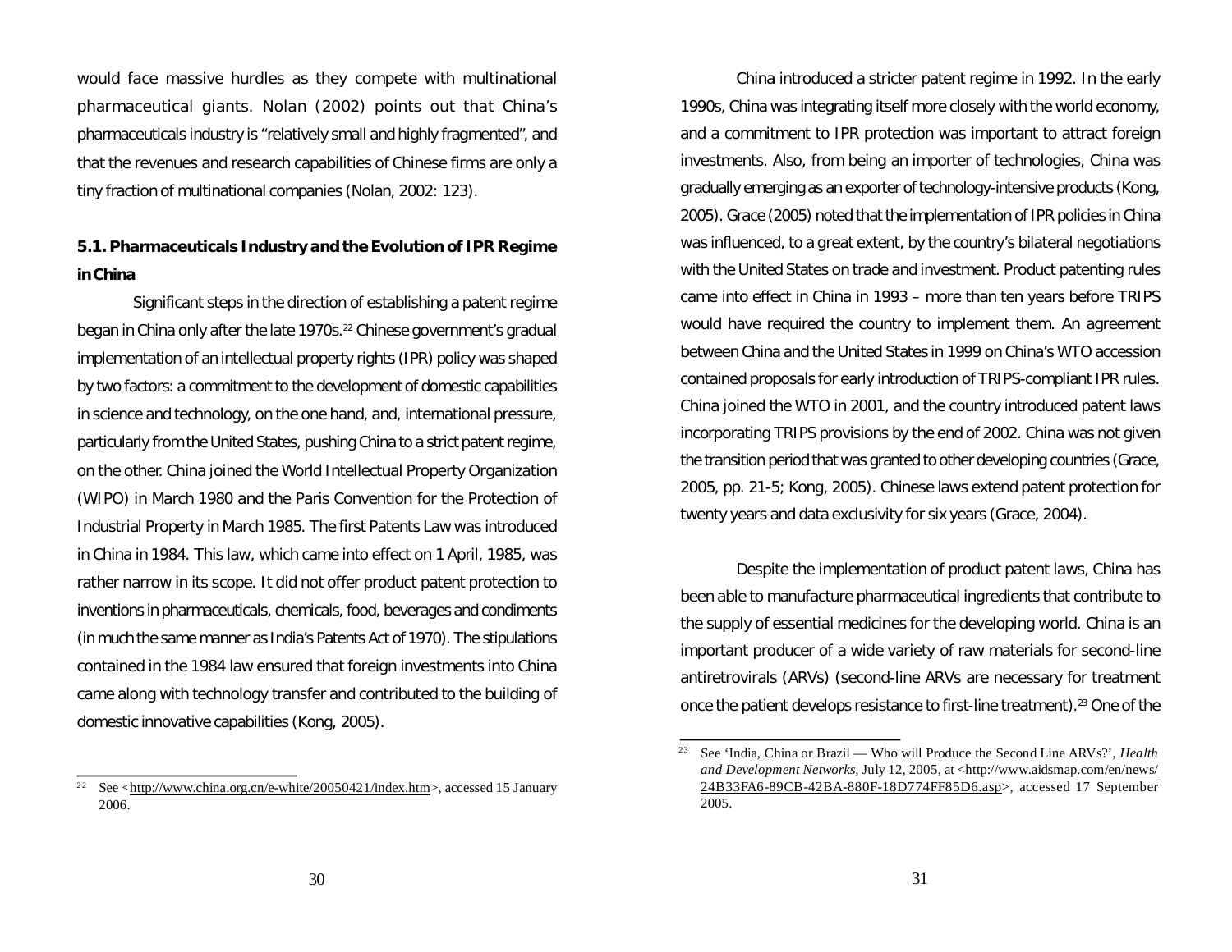would face massive hurdles as they compete with multinational pharmaceutical giants. Nolan (2002) points out that China's pharmaceuticals industry is "relatively small and highly fragmented", and that the revenues and research capabilities of Chinese firms are only a tiny fraction of multinational companies (Nolan, 2002: 123).

### 5.1. Pharmaceuticals Industry and the Evolution of IPR Regime in China

Significant steps in the direction of establishing a patent regime began in China only after the late 1970s.[22] Chinese government's gradual implementation of an intellectual property rights (IPR) policy was shaped by two factors: a commitment to the development of domestic capabilities in science and technology, on the one hand, and, international pressure, particularly from the United States, pushing China to a strict patent regime, on the other. China joined the World Intellectual Property Organization (WIPO) in March 1980 and the Paris Convention for the Protection of Industrial Property in March 1985. The first Patents Law was introduced in China in 1984. This law, which came into effect on 1 April, 1985, was rather narrow in its scope. It did not offer product patent protection to inventions in pharmaceuticals, chemicals, food, beverages and condiments (in much the same manner as India's Patents Act of 1970). The stipulations contained in the 1984 law ensured that foreign investments into China came along with technology transfer and contributed to the building of domestic innovative capabilities (Kong, 2005).

China introduced a stricter patent regime in 1992. In the early 1990s, China was integrating itself more closely with the world economy, and a commitment to IPR protection was important to attract foreign investments. Also, from being an importer of technologies, China was gradually emerging as an exporter of technology-intensive products (Kong, 2005). Grace (2005) noted that the implementation of IPR policies in China was influenced, to a great extent, by the country's bilateral negotiations with the United States on trade and investment. Product patenting rules came into effect in China in 1993 – more than ten years before TRIPS would have required the country to implement them. An agreement between China and the United States in 1999 on China's WTO accession contained proposals for early introduction of TRIPS-compliant IPR rules. China joined the WTO in 2001, and the country introduced patent laws incorporating TRIPS provisions by the end of 2002. China was not given the transition period that was granted to other developing countries (Grace, 2005, pp. 21-5; Kong, 2005). Chinese laws extend patent protection for twenty years and data exclusivity for six years (Grace, 2004).

Despite the implementation of product patent laws, China has been able to manufacture pharmaceutical ingredients that contribute to the supply of essential medicines for the developing world. China is an important producer of a wide variety of raw materials for second-line antiretrovirals (ARVs) (second-line ARVs are necessary for treatment once the patient develops resistance to first-line treatment).[23] One of the

---

[22] See <http://www.china.org.cn/e-white/20050421/index.htm>, accessed 15 January 2006.

[23] See 'India, China or Brazil — Who will Produce the Second Line ARVs?', *Health and Development Networks*, July 12, 2005, at <http://www.aidsmap.com/en/news/24B33FA6-89CB-42BA-880F-18D774FF85D6.asp>, accessed 17 September 2005.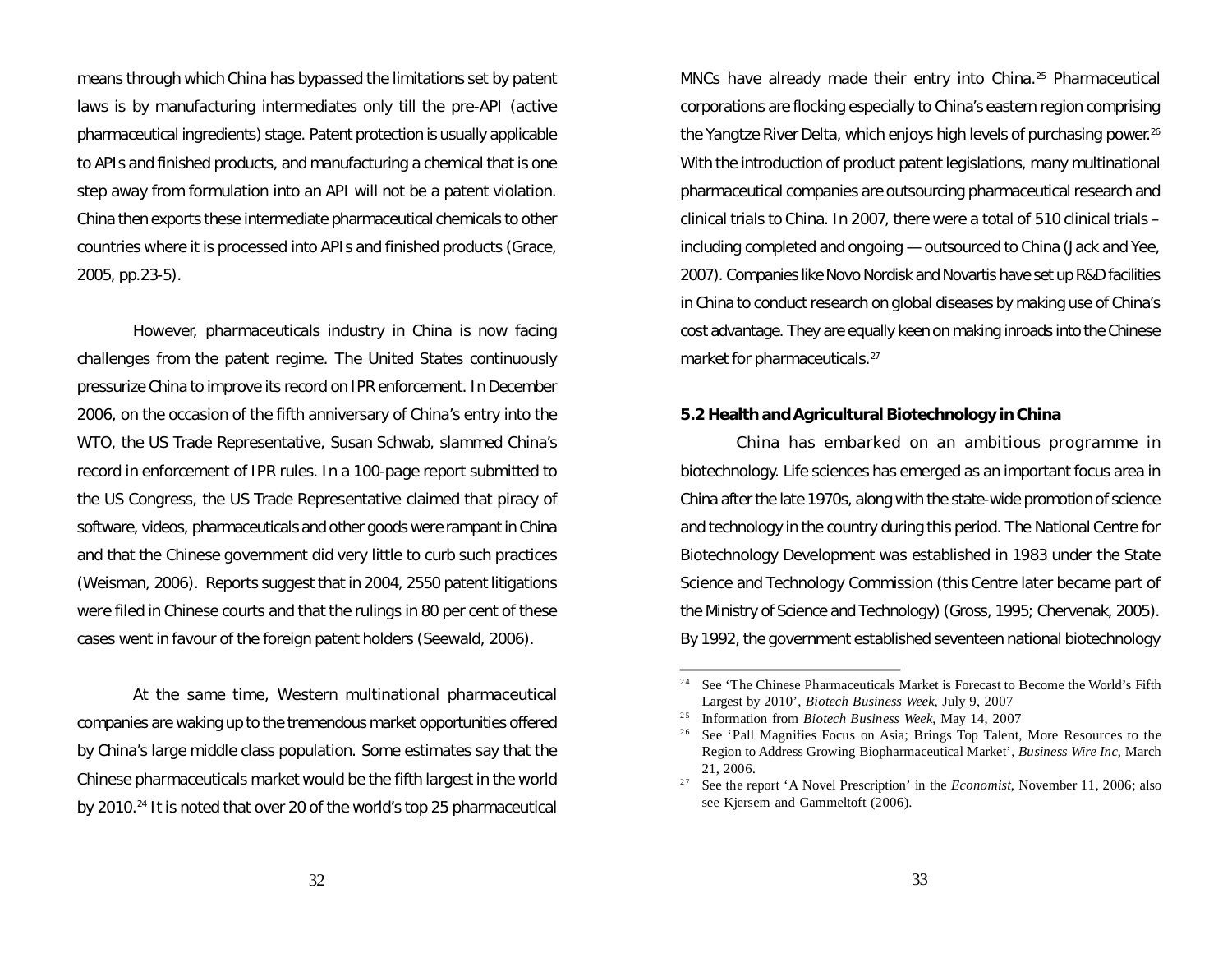means through which China has bypassed the limitations set by patent laws is by manufacturing intermediates only till the pre-API (active pharmaceutical ingredients) stage. Patent protection is usually applicable to APIs and finished products, and manufacturing a chemical that is one step away from formulation into an API will not be a patent violation. China then exports these intermediate pharmaceutical chemicals to other countries where it is processed into APIs and finished products (Grace, 2005, pp.23-5).

However, pharmaceuticals industry in China is now facing challenges from the patent regime. The United States continuously pressurize China to improve its record on IPR enforcement. In December 2006, on the occasion of the fifth anniversary of China's entry into the WTO, the US Trade Representative, Susan Schwab, slammed China's record in enforcement of IPR rules. In a 100-page report submitted to the US Congress, the US Trade Representative claimed that piracy of software, videos, pharmaceuticals and other goods were rampant in China and that the Chinese government did very little to curb such practices (Weisman, 2006). Reports suggest that in 2004, 2550 patent litigations were filed in Chinese courts and that the rulings in 80 per cent of these cases went in favour of the foreign patent holders (Seewald, 2006).

At the same time, Western multinational pharmaceutical companies are waking up to the tremendous market opportunities offered by China's large middle class population. Some estimates say that the Chinese pharmaceuticals market would be the fifth largest in the world by 2010.[24] It is noted that over 20 of the world's top 25 pharmaceutical MNCs have already made their entry into China.[25] Pharmaceutical corporations are flocking especially to China's eastern region comprising the Yangtze River Delta, which enjoys high levels of purchasing power.[26] With the introduction of product patent legislations, many multinational pharmaceutical companies are outsourcing pharmaceutical research and clinical trials to China. In 2007, there were a total of 510 clinical trials – including completed and ongoing — outsourced to China (Jack and Yee, 2007). Companies like Novo Nordisk and Novartis have set up R&D facilities in China to conduct research on global diseases by making use of China's cost advantage. They are equally keen on making inroads into the Chinese market for pharmaceuticals.[27]

### 5.2 Health and Agricultural Biotechnology in China

China has embarked on an ambitious programme in biotechnology. Life sciences has emerged as an important focus area in China after the late 1970s, along with the state-wide promotion of science and technology in the country during this period. The National Centre for Biotechnology Development was established in 1983 under the State Science and Technology Commission (this Centre later became part of the Ministry of Science and Technology) (Gross, 1995; Chervenak, 2005). By 1992, the government established seventeen national biotechnology

---

[24] See 'The Chinese Pharmaceuticals Market is Forecast to Become the World's Fifth Largest by 2010', *Biotech Business Week*, July 9, 2007

[25] Information from *Biotech Business Week*, May 14, 2007

[26] See 'Pall Magnifies Focus on Asia; Brings Top Talent, More Resources to the Region to Address Growing Biopharmaceutical Market', *Business Wire Inc*, March 21, 2006.

[27] See the report 'A Novel Prescription' in the *Economist*, November 11, 2006; also see Kjersem and Gammeltoft (2006).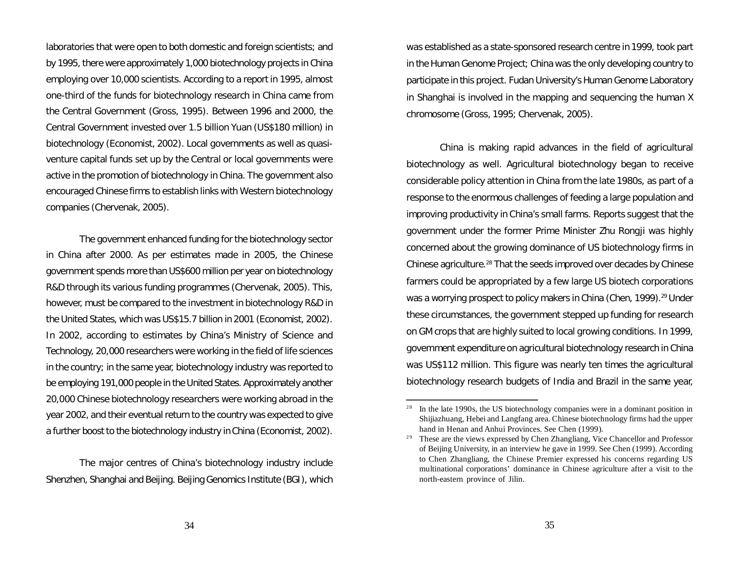laboratories that were open to both domestic and foreign scientists; and by 1995, there were approximately 1,000 biotechnology projects in China employing over 10,000 scientists. According to a report in 1995, almost one-third of the funds for biotechnology research in China came from the Central Government (Gross, 1995). Between 1996 and 2000, the Central Government invested over 1.5 billion Yuan (US$180 million) in biotechnology (Economist, 2002). Local governments as well as quasi-venture capital funds set up by the Central or local governments were active in the promotion of biotechnology in China. The government also encouraged Chinese firms to establish links with Western biotechnology companies (Chervenak, 2005).

The government enhanced funding for the biotechnology sector in China after 2000. As per estimates made in 2005, the Chinese government spends more than US$600 million per year on biotechnology R&D through its various funding programmes (Chervenak, 2005). This, however, must be compared to the investment in biotechnology R&D in the United States, which was US$15.7 billion in 2001 (Economist, 2002). In 2002, according to estimates by China's Ministry of Science and Technology, 20,000 researchers were working in the field of life sciences in the country; in the same year, biotechnology industry was reported to be employing 191,000 people in the United States. Approximately another 20,000 Chinese biotechnology researchers were working abroad in the year 2002, and their eventual return to the country was expected to give a further boost to the biotechnology industry in China (Economist, 2002).

The major centres of China's biotechnology industry include Shenzhen, Shanghai and Beijing. Beijing Genomics Institute (BGI), which was established as a state-sponsored research centre in 1999, took part in the Human Genome Project; China was the only developing country to participate in this project. Fudan University's Human Genome Laboratory in Shanghai is involved in the mapping and sequencing the human X chromosome (Gross, 1995; Chervenak, 2005).

China is making rapid advances in the field of agricultural biotechnology as well. Agricultural biotechnology began to receive considerable policy attention in China from the late 1980s, as part of a response to the enormous challenges of feeding a large population and improving productivity in China's small farms. Reports suggest that the government under the former Prime Minister Zhu Rongji was highly concerned about the growing dominance of US biotechnology firms in Chinese agriculture.[28] That the seeds improved over decades by Chinese farmers could be appropriated by a few large US biotech corporations was a worrying prospect to policy makers in China (Chen, 1999).[29] Under these circumstances, the government stepped up funding for research on GM crops that are highly suited to local growing conditions. In 1999, government expenditure on agricultural biotechnology research in China was US$112 million. This figure was nearly ten times the agricultural biotechnology research budgets of India and Brazil in the same year,

---

[28] In the late 1990s, the US biotechnology companies were in a dominant position in Shijiazhuang, Hebei and Langfang area. Chinese biotechnology firms had the upper hand in Henan and Anhui Provinces. See Chen (1999).

[29] These are the views expressed by Chen Zhangliang, Vice Chancellor and Professor of Beijing University, in an interview he gave in 1999. See Chen (1999). According to Chen Zhangliang, the Chinese Premier expressed his concerns regarding US multinational corporations' dominance in Chinese agriculture after a visit to the north-eastern province of Jilin.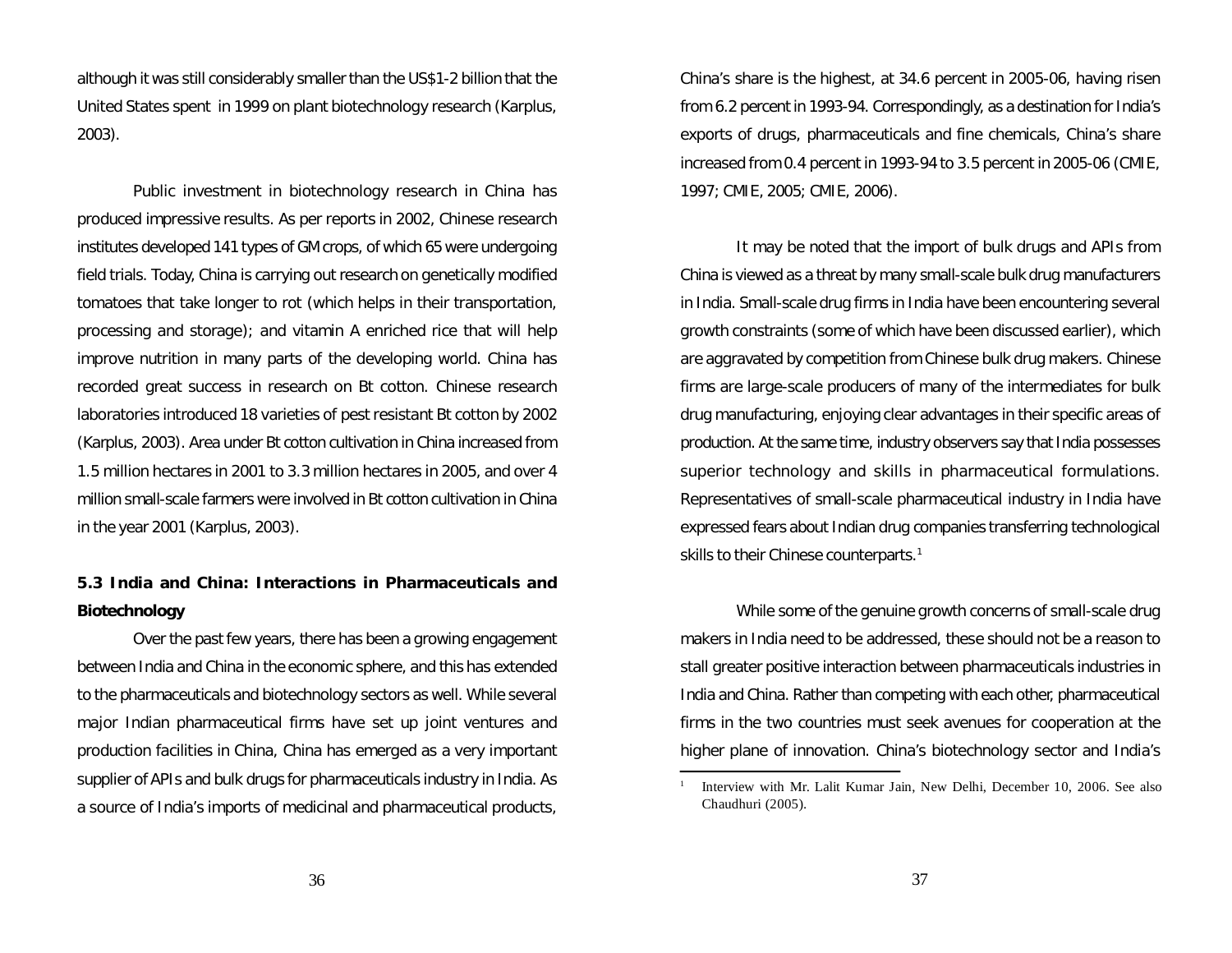although it was still considerably smaller than the US$1-2 billion that the United States spent in 1999 on plant biotechnology research (Karplus, 2003).

Public investment in biotechnology research in China has produced impressive results. As per reports in 2002, Chinese research institutes developed 141 types of GM crops, of which 65 were undergoing field trials. Today, China is carrying out research on genetically modified tomatoes that take longer to rot (which helps in their transportation, processing and storage); and vitamin A enriched rice that will help improve nutrition in many parts of the developing world. China has recorded great success in research on Bt cotton. Chinese research laboratories introduced 18 varieties of pest resistant Bt cotton by 2002 (Karplus, 2003). Area under Bt cotton cultivation in China increased from 1.5 million hectares in 2001 to 3.3 million hectares in 2005, and over 4 million small-scale farmers were involved in Bt cotton cultivation in China in the year 2001 (Karplus, 2003).

### 5.3 India and China: Interactions in Pharmaceuticals and Biotechnology

Over the past few years, there has been a growing engagement between India and China in the economic sphere, and this has extended to the pharmaceuticals and biotechnology sectors as well. While several major Indian pharmaceutical firms have set up joint ventures and production facilities in China, China has emerged as a very important supplier of APIs and bulk drugs for pharmaceuticals industry in India. As a source of India's imports of medicinal and pharmaceutical products, China's share is the highest, at 34.6 percent in 2005-06, having risen from 6.2 percent in 1993-94. Correspondingly, as a destination for India's exports of drugs, pharmaceuticals and fine chemicals, China's share increased from 0.4 percent in 1993-94 to 3.5 percent in 2005-06 (CMIE, 1997; CMIE, 2005; CMIE, 2006).

It may be noted that the import of bulk drugs and APIs from China is viewed as a threat by many small-scale bulk drug manufacturers in India. Small-scale drug firms in India have been encountering several growth constraints (some of which have been discussed earlier), which are aggravated by competition from Chinese bulk drug makers. Chinese firms are large-scale producers of many of the intermediates for bulk drug manufacturing, enjoying clear advantages in their specific areas of production. At the same time, industry observers say that India possesses superior technology and skills in pharmaceutical formulations. Representatives of small-scale pharmaceutical industry in India have expressed fears about Indian drug companies transferring technological skills to their Chinese counterparts.[1]

While some of the genuine growth concerns of small-scale drug makers in India need to be addressed, these should not be a reason to stall greater positive interaction between pharmaceuticals industries in India and China. Rather than competing with each other, pharmaceutical firms in the two countries must seek avenues for cooperation at the higher plane of innovation. China's biotechnology sector and India's

---

[1] Interview with Mr. Lalit Kumar Jain, New Delhi, December 10, 2006. See also Chaudhuri (2005).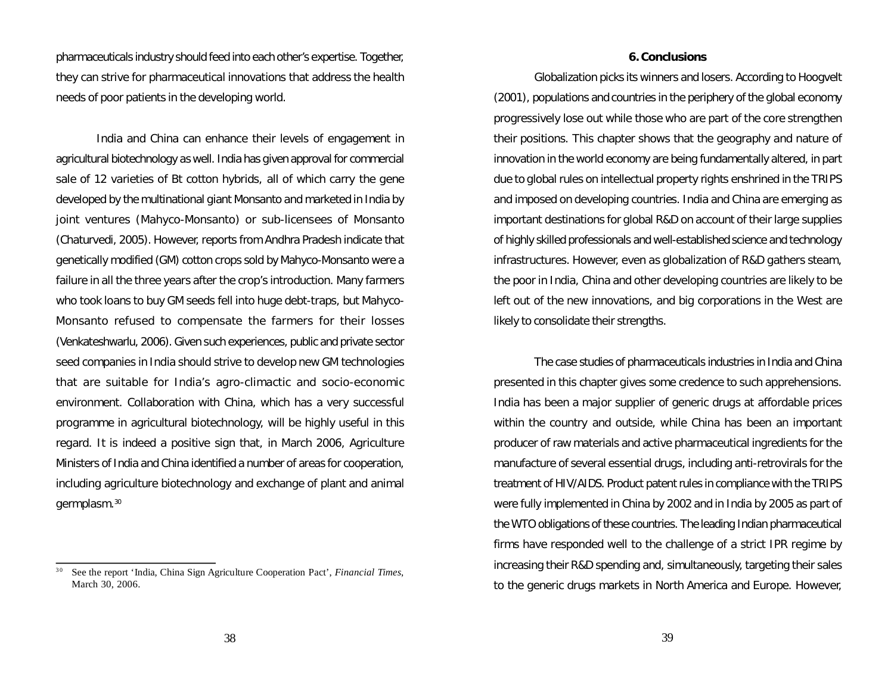pharmaceuticals industry should feed into each other's expertise. Together, they can strive for pharmaceutical innovations that address the health needs of poor patients in the developing world.

India and China can enhance their levels of engagement in agricultural biotechnology as well. India has given approval for commercial sale of 12 varieties of Bt cotton hybrids, all of which carry the gene developed by the multinational giant Monsanto and marketed in India by joint ventures (Mahyco-Monsanto) or sub-licensees of Monsanto (Chaturvedi, 2005). However, reports from Andhra Pradesh indicate that genetically modified (GM) cotton crops sold by Mahyco-Monsanto were a failure in all the three years after the crop's introduction. Many farmers who took loans to buy GM seeds fell into huge debt-traps, but Mahyco-Monsanto refused to compensate the farmers for their losses (Venkateshwarlu, 2006). Given such experiences, public and private sector seed companies in India should strive to develop new GM technologies that are suitable for India's agro-climactic and socio-economic environment. Collaboration with China, which has a very successful programme in agricultural biotechnology, will be highly useful in this regard. It is indeed a positive sign that, in March 2006, Agriculture Ministers of India and China identified a number of areas for cooperation, including agriculture biotechnology and exchange of plant and animal germplasm.[30]

[30] See the report 'India, China Sign Agriculture Cooperation Pact', *Financial Times*, March 30, 2006.

## 6. Conclusions

Globalization picks its winners and losers. According to Hoogvelt (2001), populations and countries in the periphery of the global economy progressively lose out while those who are part of the core strengthen their positions. This chapter shows that the geography and nature of innovation in the world economy are being fundamentally altered, in part due to global rules on intellectual property rights enshrined in the TRIPS and imposed on developing countries. India and China are emerging as important destinations for global R&D on account of their large supplies of highly skilled professionals and well-established science and technology infrastructures. However, even as globalization of R&D gathers steam, the poor in India, China and other developing countries are likely to be left out of the new innovations, and big corporations in the West are likely to consolidate their strengths.

The case studies of pharmaceuticals industries in India and China presented in this chapter gives some credence to such apprehensions. India has been a major supplier of generic drugs at affordable prices within the country and outside, while China has been an important producer of raw materials and active pharmaceutical ingredients for the manufacture of several essential drugs, including anti-retrovirals for the treatment of HIV/AIDS. Product patent rules in compliance with the TRIPS were fully implemented in China by 2002 and in India by 2005 as part of the WTO obligations of these countries. The leading Indian pharmaceutical firms have responded well to the challenge of a strict IPR regime by increasing their R&D spending and, simultaneously, targeting their sales to the generic drugs markets in North America and Europe. However,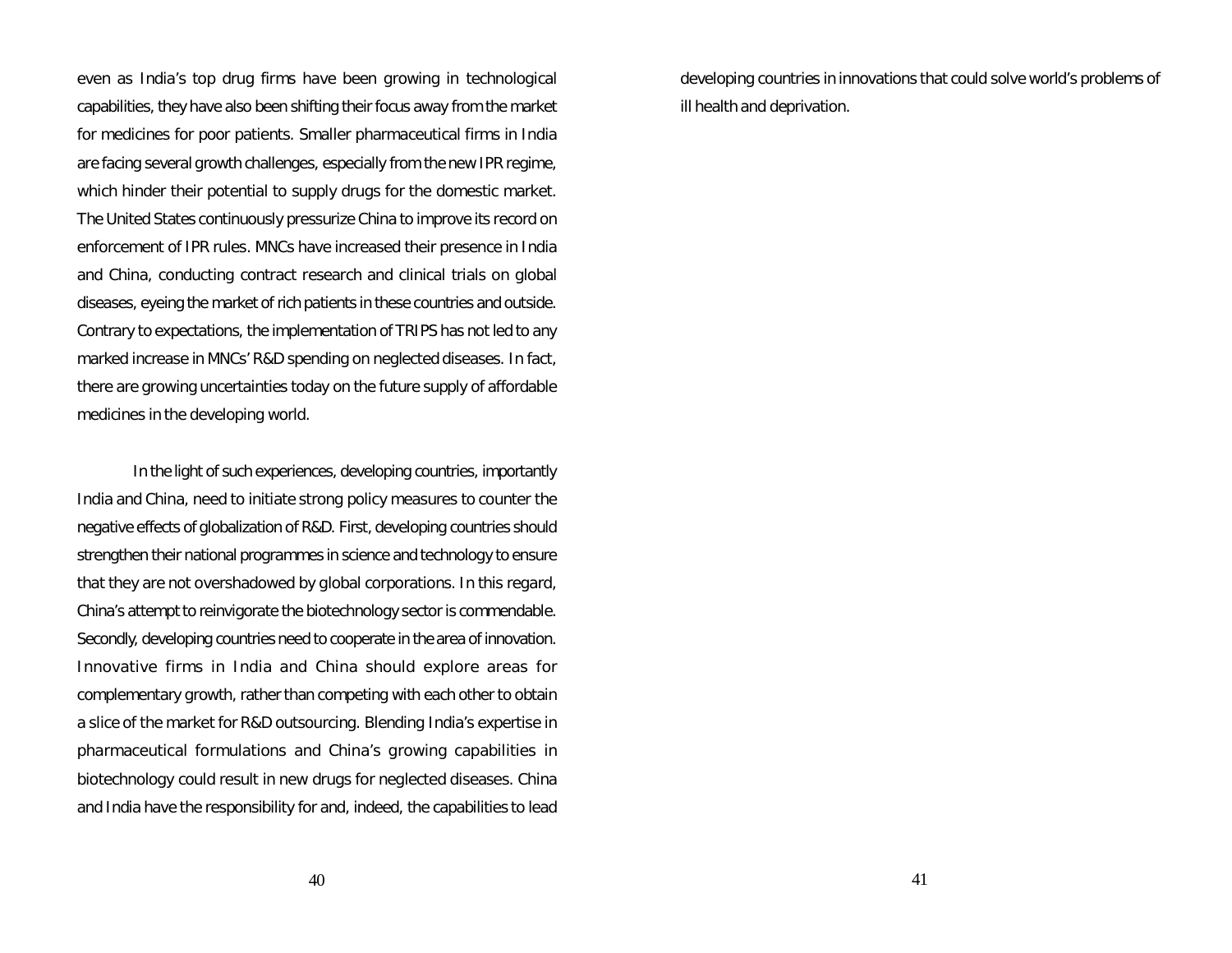even as India's top drug firms have been growing in technological capabilities, they have also been shifting their focus away from the market for medicines for poor patients. Smaller pharmaceutical firms in India are facing several growth challenges, especially from the new IPR regime, which hinder their potential to supply drugs for the domestic market. The United States continuously pressurize China to improve its record on enforcement of IPR rules. MNCs have increased their presence in India and China, conducting contract research and clinical trials on global diseases, eyeing the market of rich patients in these countries and outside. Contrary to expectations, the implementation of TRIPS has not led to any marked increase in MNCs' R&D spending on neglected diseases. In fact, there are growing uncertainties today on the future supply of affordable medicines in the developing world.

In the light of such experiences, developing countries, importantly India and China, need to initiate strong policy measures to counter the negative effects of globalization of R&D. First, developing countries should strengthen their national programmes in science and technology to ensure that they are not overshadowed by global corporations. In this regard, China's attempt to reinvigorate the biotechnology sector is commendable. Secondly, developing countries need to cooperate in the area of innovation. Innovative firms in India and China should explore areas for complementary growth, rather than competing with each other to obtain a slice of the market for R&D outsourcing. Blending India's expertise in pharmaceutical formulations and China's growing capabilities in biotechnology could result in new drugs for neglected diseases. China and India have the responsibility for and, indeed, the capabilities to lead developing countries in innovations that could solve world's problems of ill health and deprivation.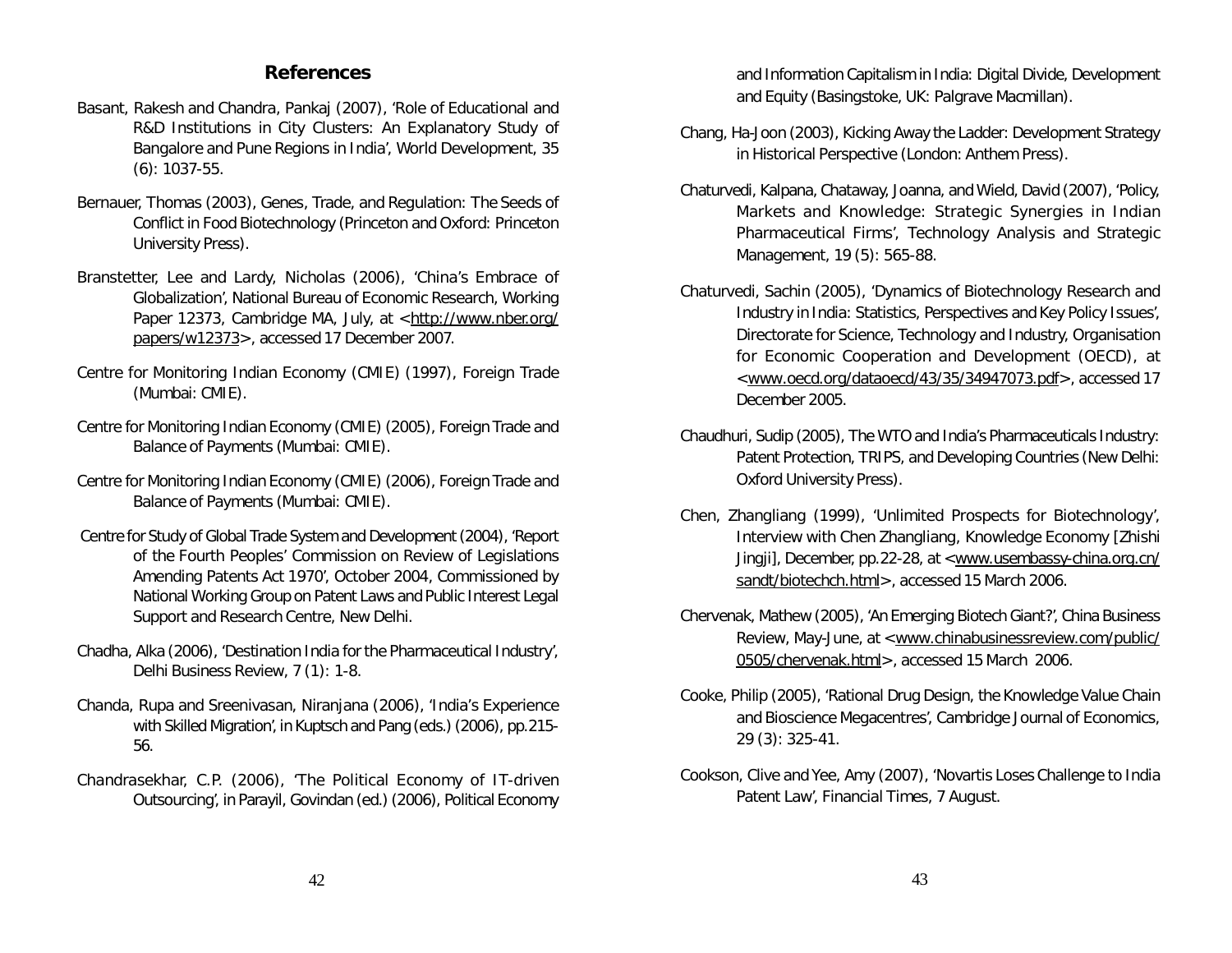## References

Basant, Rakesh and Chandra, Pankaj (2007), 'Role of Educational and R&D Institutions in City Clusters: An Explanatory Study of Bangalore and Pune Regions in India', World Development, 35 (6): 1037-55.

Bernauer, Thomas (2003), Genes, Trade, and Regulation: The Seeds of Conflict in Food Biotechnology (Princeton and Oxford: Princeton University Press).

Branstetter, Lee and Lardy, Nicholas (2006), 'China's Embrace of Globalization', National Bureau of Economic Research, Working Paper 12373, Cambridge MA, July, at <http://www.nber.org/papers/w12373>, accessed 17 December 2007.

Centre for Monitoring Indian Economy (CMIE) (1997), Foreign Trade (Mumbai: CMIE).

Centre for Monitoring Indian Economy (CMIE) (2005), Foreign Trade and Balance of Payments (Mumbai: CMIE).

Centre for Monitoring Indian Economy (CMIE) (2006), Foreign Trade and Balance of Payments (Mumbai: CMIE).

Centre for Study of Global Trade System and Development (2004), 'Report of the Fourth Peoples' Commission on Review of Legislations Amending Patents Act 1970', October 2004, Commissioned by National Working Group on Patent Laws and Public Interest Legal Support and Research Centre, New Delhi.

Chadha, Alka (2006), 'Destination India for the Pharmaceutical Industry', Delhi Business Review, 7 (1): 1-8.

Chanda, Rupa and Sreenivasan, Niranjana (2006), 'India's Experience with Skilled Migration', in Kuptsch and Pang (eds.) (2006), pp.215-56.

Chandrasekhar, C.P. (2006), 'The Political Economy of IT-driven Outsourcing', in Parayil, Govindan (ed.) (2006), Political Economy and Information Capitalism in India: Digital Divide, Development and Equity (Basingstoke, UK: Palgrave Macmillan).

Chang, Ha-Joon (2003), Kicking Away the Ladder: Development Strategy in Historical Perspective (London: Anthem Press).

Chaturvedi, Kalpana, Chataway, Joanna, and Wield, David (2007), 'Policy, Markets and Knowledge: Strategic Synergies in Indian Pharmaceutical Firms', Technology Analysis and Strategic Management, 19 (5): 565-88.

Chaturvedi, Sachin (2005), 'Dynamics of Biotechnology Research and Industry in India: Statistics, Perspectives and Key Policy Issues', Directorate for Science, Technology and Industry, Organisation for Economic Cooperation and Development (OECD), at <www.oecd.org/dataoecd/43/35/34947073.pdf>, accessed 17 December 2005.

Chaudhuri, Sudip (2005), The WTO and India's Pharmaceuticals Industry: Patent Protection, TRIPS, and Developing Countries (New Delhi: Oxford University Press).

Chen, Zhangliang (1999), 'Unlimited Prospects for Biotechnology', Interview with Chen Zhangliang, Knowledge Economy [Zhishi Jingji], December, pp.22-28, at <www.usembassy-china.org.cn/sandt/biotechch.html>, accessed 15 March 2006.

Chervenak, Mathew (2005), 'An Emerging Biotech Giant?', China Business Review, May-June, at <www.chinabusinessreview.com/public/0505/chervenak.html>, accessed 15 March 2006.

Cooke, Philip (2005), 'Rational Drug Design, the Knowledge Value Chain and Bioscience Megacentres', Cambridge Journal of Economics, 29 (3): 325-41.

Cookson, Clive and Yee, Amy (2007), 'Novartis Loses Challenge to India Patent Law', Financial Times, 7 August.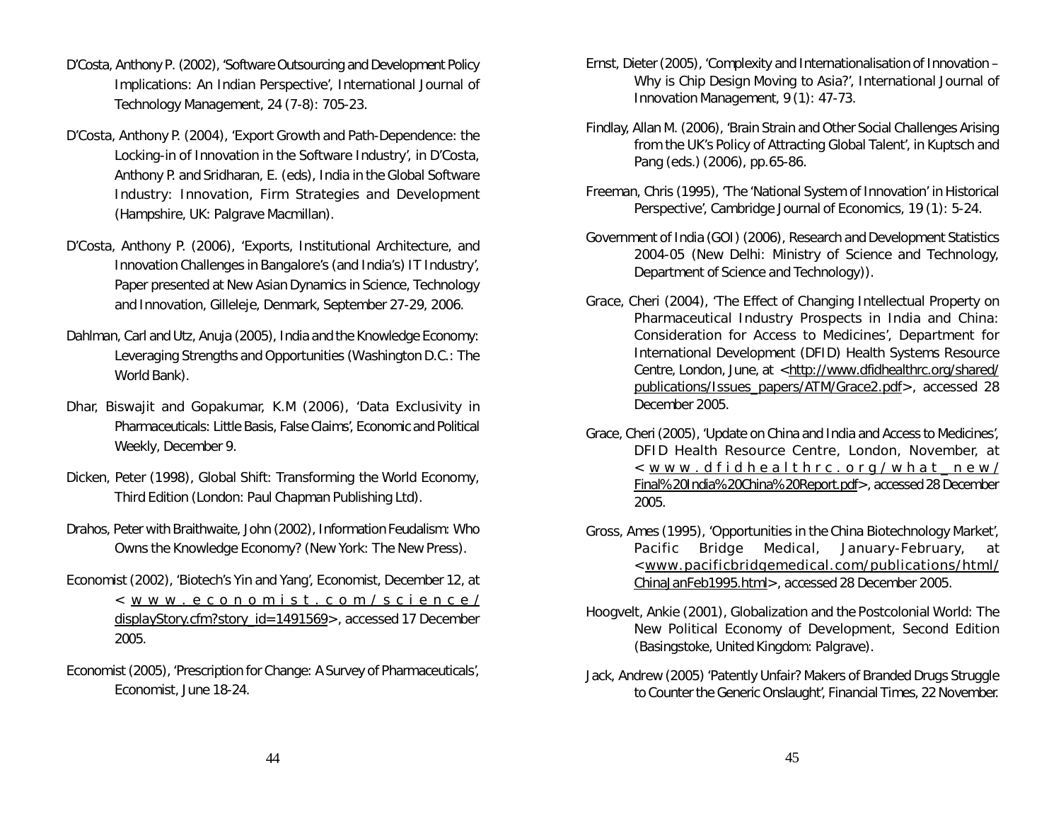D'Costa, Anthony P. (2002), 'Software Outsourcing and Development Policy Implications: An Indian Perspective', International Journal of Technology Management, 24 (7-8): 705-23.

D'Costa, Anthony P. (2004), 'Export Growth and Path-Dependence: the Locking-in of Innovation in the Software Industry', in D'Costa, Anthony P. and Sridharan, E. (eds), India in the Global Software Industry: Innovation, Firm Strategies and Development (Hampshire, UK: Palgrave Macmillan).

D'Costa, Anthony P. (2006), 'Exports, Institutional Architecture, and Innovation Challenges in Bangalore's (and India's) IT Industry', Paper presented at New Asian Dynamics in Science, Technology and Innovation, Gilleleje, Denmark, September 27-29, 2006.

Dahlman, Carl and Utz, Anuja (2005), India and the Knowledge Economy: Leveraging Strengths and Opportunities (Washington D.C.: The World Bank).

Dhar, Biswajit and Gopakumar, K.M (2006), 'Data Exclusivity in Pharmaceuticals: Little Basis, False Claims', Economic and Political Weekly, December 9.

Dicken, Peter (1998), Global Shift: Transforming the World Economy, Third Edition (London: Paul Chapman Publishing Ltd).

Drahos, Peter with Braithwaite, John (2002), Information Feudalism: Who Owns the Knowledge Economy? (New York: The New Press).

Economist (2002), 'Biotech's Yin and Yang', Economist, December 12, at <www.economist.com/science/displayStory.cfm?story_id=1491569>, accessed 17 December 2005.

Economist (2005), 'Prescription for Change: A Survey of Pharmaceuticals', Economist, June 18-24.

Ernst, Dieter (2005), 'Complexity and Internationalisation of Innovation – Why is Chip Design Moving to Asia?', International Journal of Innovation Management, 9 (1): 47-73.

Findlay, Allan M. (2006), 'Brain Strain and Other Social Challenges Arising from the UK's Policy of Attracting Global Talent', in Kuptsch and Pang (eds.) (2006), pp.65-86.

Freeman, Chris (1995), 'The 'National System of Innovation' in Historical Perspective', Cambridge Journal of Economics, 19 (1): 5-24.

Government of India (GOI) (2006), Research and Development Statistics 2004-05 (New Delhi: Ministry of Science and Technology, Department of Science and Technology)).

Grace, Cheri (2004), 'The Effect of Changing Intellectual Property on Pharmaceutical Industry Prospects in India and China: Consideration for Access to Medicines', Department for International Development (DFID) Health Systems Resource Centre, London, June, at <http://www.dfidhealthrc.org/shared/publications/Issues_papers/ATM/Grace2.pdf>, accessed 28 December 2005.

Grace, Cheri (2005), 'Update on China and India and Access to Medicines', DFID Health Resource Centre, London, November, at <www.dfidhealthrc.org/what_new/Final%20India%20China%20Report.pdf>, accessed 28 December 2005.

Gross, Ames (1995), 'Opportunities in the China Biotechnology Market', Pacific Bridge Medical, January-February, at <www.pacificbridgemedical.com/publications/html/ChinaJanFeb1995.html>, accessed 28 December 2005.

Hoogvelt, Ankie (2001), Globalization and the Postcolonial World: The New Political Economy of Development, Second Edition (Basingstoke, United Kingdom: Palgrave).

Jack, Andrew (2005) 'Patently Unfair? Makers of Branded Drugs Struggle to Counter the Generic Onslaught', Financial Times, 22 November.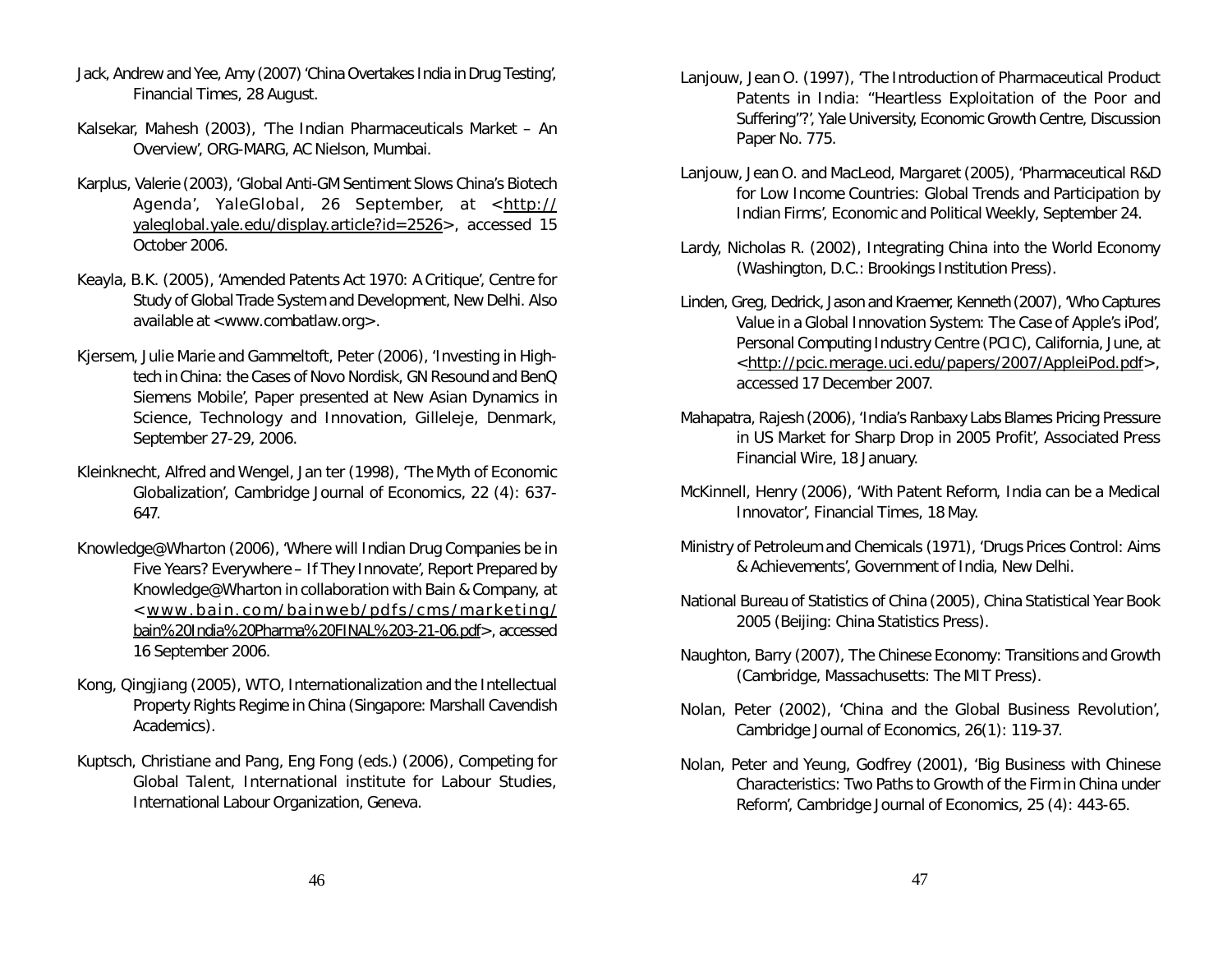Jack, Andrew and Yee, Amy (2007) 'China Overtakes India in Drug Testing', Financial Times, 28 August.

Kalsekar, Mahesh (2003), 'The Indian Pharmaceuticals Market – An Overview', ORG-MARG, AC Nielson, Mumbai.

Karplus, Valerie (2003), 'Global Anti-GM Sentiment Slows China's Biotech Agenda', YaleGlobal, 26 September, at <http://yaleglobal.yale.edu/display.article?id=2526>, accessed 15 October 2006.

Keayla, B.K. (2005), 'Amended Patents Act 1970: A Critique', Centre for Study of Global Trade System and Development, New Delhi. Also available at <www.combatlaw.org>.

Kjersem, Julie Marie and Gammeltoft, Peter (2006), 'Investing in High-tech in China: the Cases of Novo Nordisk, GN Resound and BenQ Siemens Mobile', Paper presented at New Asian Dynamics in Science, Technology and Innovation, Gilleleje, Denmark, September 27-29, 2006.

Kleinknecht, Alfred and Wengel, Jan ter (1998), 'The Myth of Economic Globalization', Cambridge Journal of Economics, 22 (4): 637-647.

Knowledge@Wharton (2006), 'Where will Indian Drug Companies be in Five Years? Everywhere – If They Innovate', Report Prepared by Knowledge@Wharton in collaboration with Bain & Company, at <www.bain.com/bainweb/pdfs/cms/marketing/bain%20India%20Pharma%20FINAL%203-21-06.pdf>, accessed 16 September 2006.

Kong, Qingjiang (2005), WTO, Internationalization and the Intellectual Property Rights Regime in China (Singapore: Marshall Cavendish Academics).

Kuptsch, Christiane and Pang, Eng Fong (eds.) (2006), Competing for Global Talent, International institute for Labour Studies, International Labour Organization, Geneva.

Lanjouw, Jean O. (1997), 'The Introduction of Pharmaceutical Product Patents in India: "Heartless Exploitation of the Poor and Suffering"?', Yale University, Economic Growth Centre, Discussion Paper No. 775.

Lanjouw, Jean O. and MacLeod, Margaret (2005), 'Pharmaceutical R&D for Low Income Countries: Global Trends and Participation by Indian Firms', Economic and Political Weekly, September 24.

Lardy, Nicholas R. (2002), Integrating China into the World Economy (Washington, D.C.: Brookings Institution Press).

Linden, Greg, Dedrick, Jason and Kraemer, Kenneth (2007), 'Who Captures Value in a Global Innovation System: The Case of Apple's iPod', Personal Computing Industry Centre (PCIC), California, June, at <http://pcic.merage.uci.edu/papers/2007/AppleiPod.pdf>, accessed 17 December 2007.

Mahapatra, Rajesh (2006), 'India's Ranbaxy Labs Blames Pricing Pressure in US Market for Sharp Drop in 2005 Profit', Associated Press Financial Wire, 18 January.

McKinnell, Henry (2006), 'With Patent Reform, India can be a Medical Innovator', Financial Times, 18 May.

Ministry of Petroleum and Chemicals (1971), 'Drugs Prices Control: Aims & Achievements', Government of India, New Delhi.

National Bureau of Statistics of China (2005), China Statistical Year Book 2005 (Beijing: China Statistics Press).

Naughton, Barry (2007), The Chinese Economy: Transitions and Growth (Cambridge, Massachusetts: The MIT Press).

Nolan, Peter (2002), 'China and the Global Business Revolution', Cambridge Journal of Economics, 26(1): 119-37.

Nolan, Peter and Yeung, Godfrey (2001), 'Big Business with Chinese Characteristics: Two Paths to Growth of the Firm in China under Reform', Cambridge Journal of Economics, 25 (4): 443-65.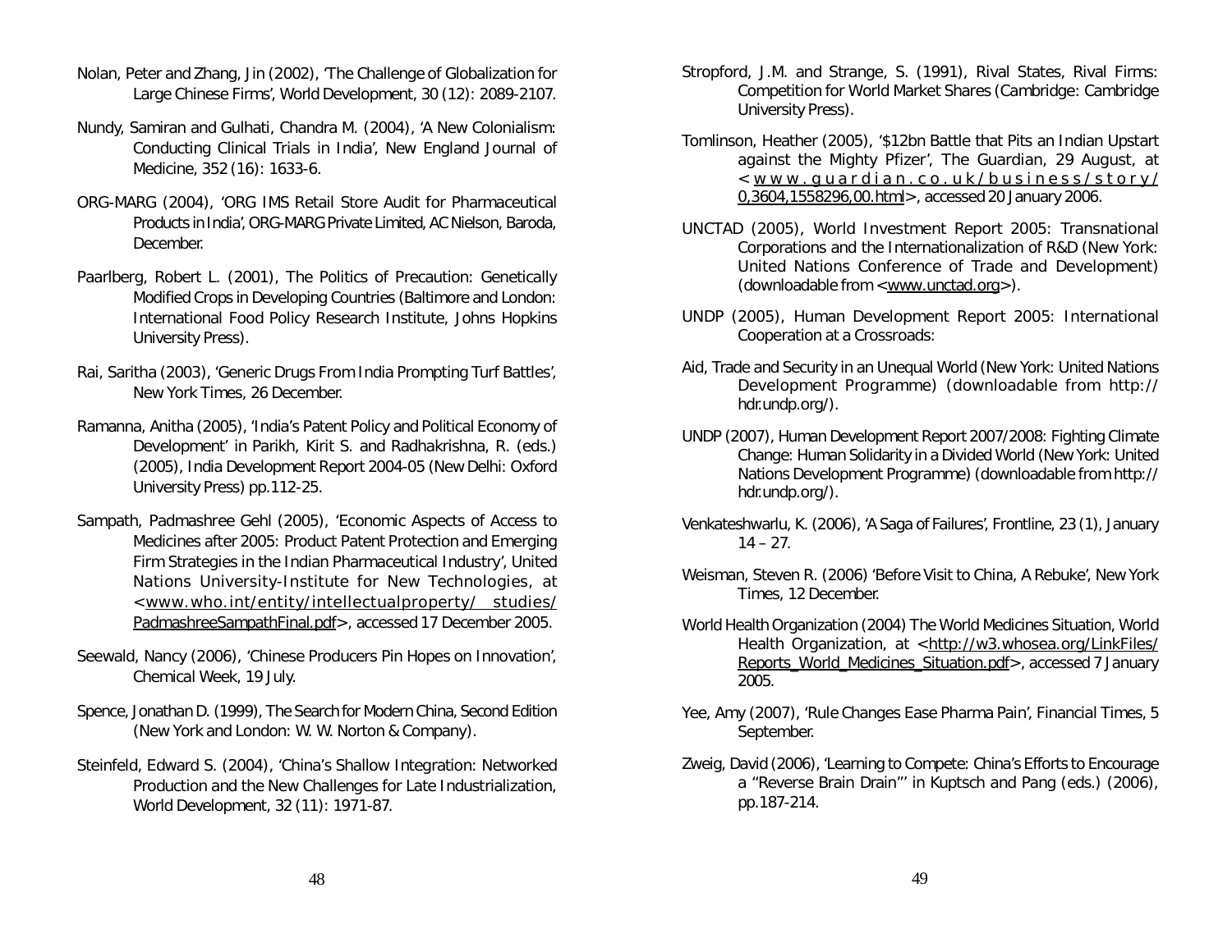Nolan, Peter and Zhang, Jin (2002), 'The Challenge of Globalization for Large Chinese Firms', World Development, 30 (12): 2089-2107.

Nundy, Samiran and Gulhati, Chandra M. (2004), 'A New Colonialism: Conducting Clinical Trials in India', New England Journal of Medicine, 352 (16): 1633-6.

ORG-MARG (2004), 'ORG IMS Retail Store Audit for Pharmaceutical Products in India', ORG-MARG Private Limited, AC Nielson, Baroda, December.

Paarlberg, Robert L. (2001), The Politics of Precaution: Genetically Modified Crops in Developing Countries (Baltimore and London: International Food Policy Research Institute, Johns Hopkins University Press).

Rai, Saritha (2003), 'Generic Drugs From India Prompting Turf Battles', New York Times, 26 December.

Ramanna, Anitha (2005), 'India's Patent Policy and Political Economy of Development' in Parikh, Kirit S. and Radhakrishna, R. (eds.) (2005), India Development Report 2004-05 (New Delhi: Oxford University Press) pp.112-25.

Sampath, Padmashree Gehl (2005), 'Economic Aspects of Access to Medicines after 2005: Product Patent Protection and Emerging Firm Strategies in the Indian Pharmaceutical Industry', United Nations University-Institute for New Technologies, at <www.who.int/entity/intellectualproperty/ studies/PadmashreeSampathFinal.pdf>, accessed 17 December 2005.

Seewald, Nancy (2006), 'Chinese Producers Pin Hopes on Innovation', Chemical Week, 19 July.

Spence, Jonathan D. (1999), The Search for Modern China, Second Edition (New York and London: W. W. Norton & Company).

Steinfeld, Edward S. (2004), 'China's Shallow Integration: Networked Production and the New Challenges for Late Industrialization, World Development, 32 (11): 1971-87.

Stropford, J.M. and Strange, S. (1991), Rival States, Rival Firms: Competition for World Market Shares (Cambridge: Cambridge University Press).

Tomlinson, Heather (2005), '$12bn Battle that Pits an Indian Upstart against the Mighty Pfizer', The Guardian, 29 August, at <www.guardian.co.uk/business/story/0,3604,1558296,00.html>, accessed 20 January 2006.

UNCTAD (2005), World Investment Report 2005: Transnational Corporations and the Internationalization of R&D (New York: United Nations Conference of Trade and Development) (downloadable from <www.unctad.org>).

UNDP (2005), Human Development Report 2005: International Cooperation at a Crossroads:

Aid, Trade and Security in an Unequal World (New York: United Nations Development Programme) (downloadable from http://hdr.undp.org/).

UNDP (2007), Human Development Report 2007/2008: Fighting Climate Change: Human Solidarity in a Divided World (New York: United Nations Development Programme) (downloadable from http://hdr.undp.org/).

Venkateshwarlu, K. (2006), 'A Saga of Failures', Frontline, 23 (1), January 14 – 27.

Weisman, Steven R. (2006) 'Before Visit to China, A Rebuke', New York Times, 12 December.

World Health Organization (2004) The World Medicines Situation, World Health Organization, at <http://w3.whosea.org/LinkFiles/Reports_World_Medicines_Situation.pdf>, accessed 7 January 2005.

Yee, Amy (2007), 'Rule Changes Ease Pharma Pain', Financial Times, 5 September.

Zweig, David (2006), 'Learning to Compete: China's Efforts to Encourage a "Reverse Brain Drain"' in Kuptsch and Pang (eds.) (2006), pp.187-214.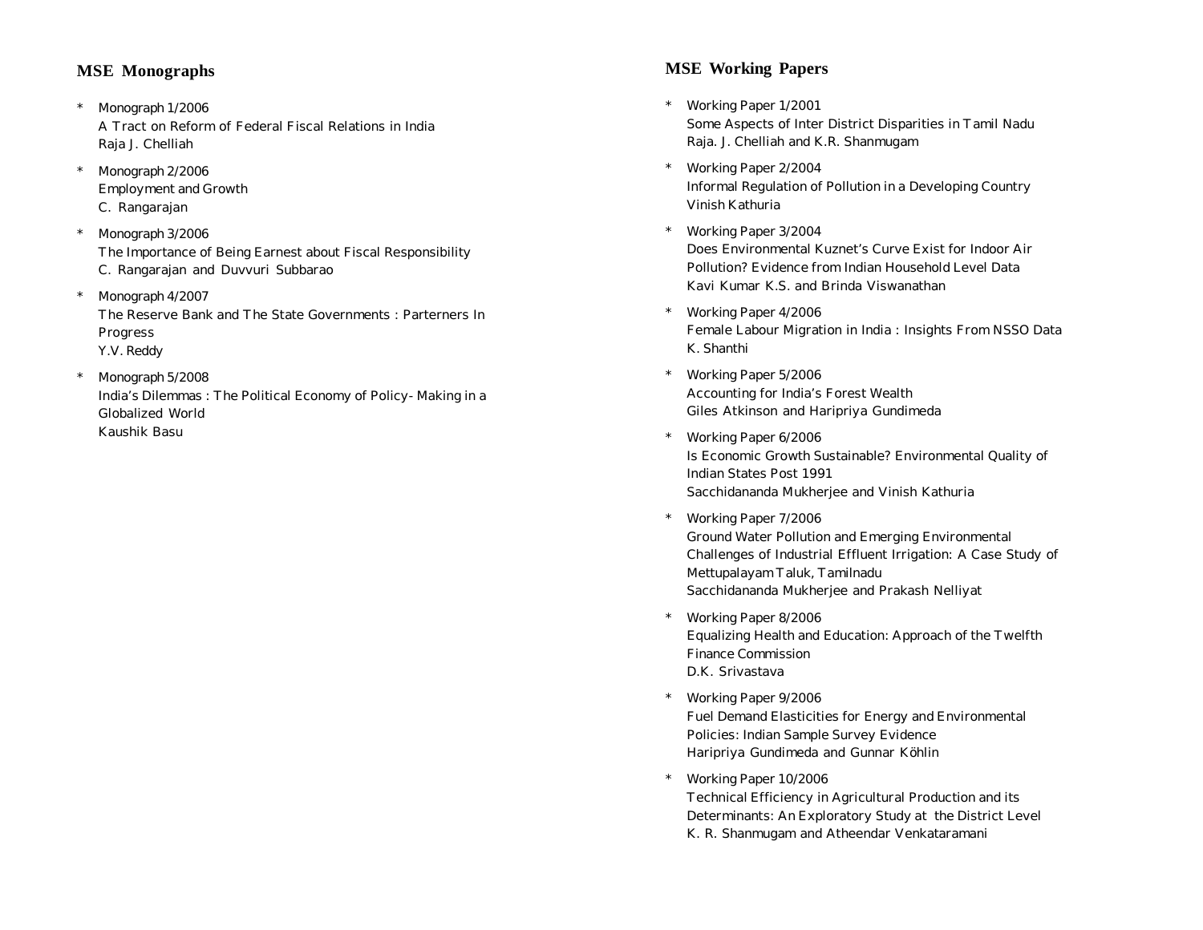## MSE Monographs

* Monograph 1/2006
  A Tract on Reform of Federal Fiscal Relations in India
  Raja J. Chelliah

* Monograph 2/2006
  Employment and Growth
  C. Rangarajan

* Monograph 3/2006
  The Importance of Being Earnest about Fiscal Responsibility
  C. Rangarajan and Duvvuri Subbarao

* Monograph 4/2007
  The Reserve Bank and The State Governments : Parterners In Progress
  Y.V. Reddy

* Monograph 5/2008
  India's Dilemmas : The Political Economy of Policy- Making in a Globalized World
  Kaushik Basu

## MSE Working Papers

* Working Paper 1/2001
  Some Aspects of Inter District Disparities in Tamil Nadu
  Raja. J. Chelliah and K.R. Shanmugam

* Working Paper 2/2004
  Informal Regulation of Pollution in a Developing Country
  Vinish Kathuria

* Working Paper 3/2004
  Does Environmental Kuznet's Curve Exist for Indoor Air Pollution? Evidence from Indian Household Level Data
  Kavi Kumar K.S. and Brinda Viswanathan

* Working Paper 4/2006
  Female Labour Migration in India : Insights From NSSO Data
  K. Shanthi

* Working Paper 5/2006
  Accounting for India's Forest Wealth
  Giles Atkinson and Haripriya Gundimeda

* Working Paper 6/2006
  Is Economic Growth Sustainable? Environmental Quality of Indian States Post 1991
  Sacchidananda Mukherjee and Vinish Kathuria

* Working Paper 7/2006
  Ground Water Pollution and Emerging Environmental Challenges of Industrial Effluent Irrigation: A Case Study of Mettupalayam Taluk, Tamilnadu
  Sacchidananda Mukherjee and Prakash Nelliyat

* Working Paper 8/2006
  Equalizing Health and Education: Approach of the Twelfth Finance Commission
  D.K. Srivastava

* Working Paper 9/2006
  Fuel Demand Elasticities for Energy and Environmental Policies: Indian Sample Survey Evidence
  Haripriya Gundimeda and Gunnar Köhlin

* Working Paper 10/2006
  Technical Efficiency in Agricultural Production and its Determinants: An Exploratory Study at the District Level
  K. R. Shanmugam and Atheendar Venkataramani